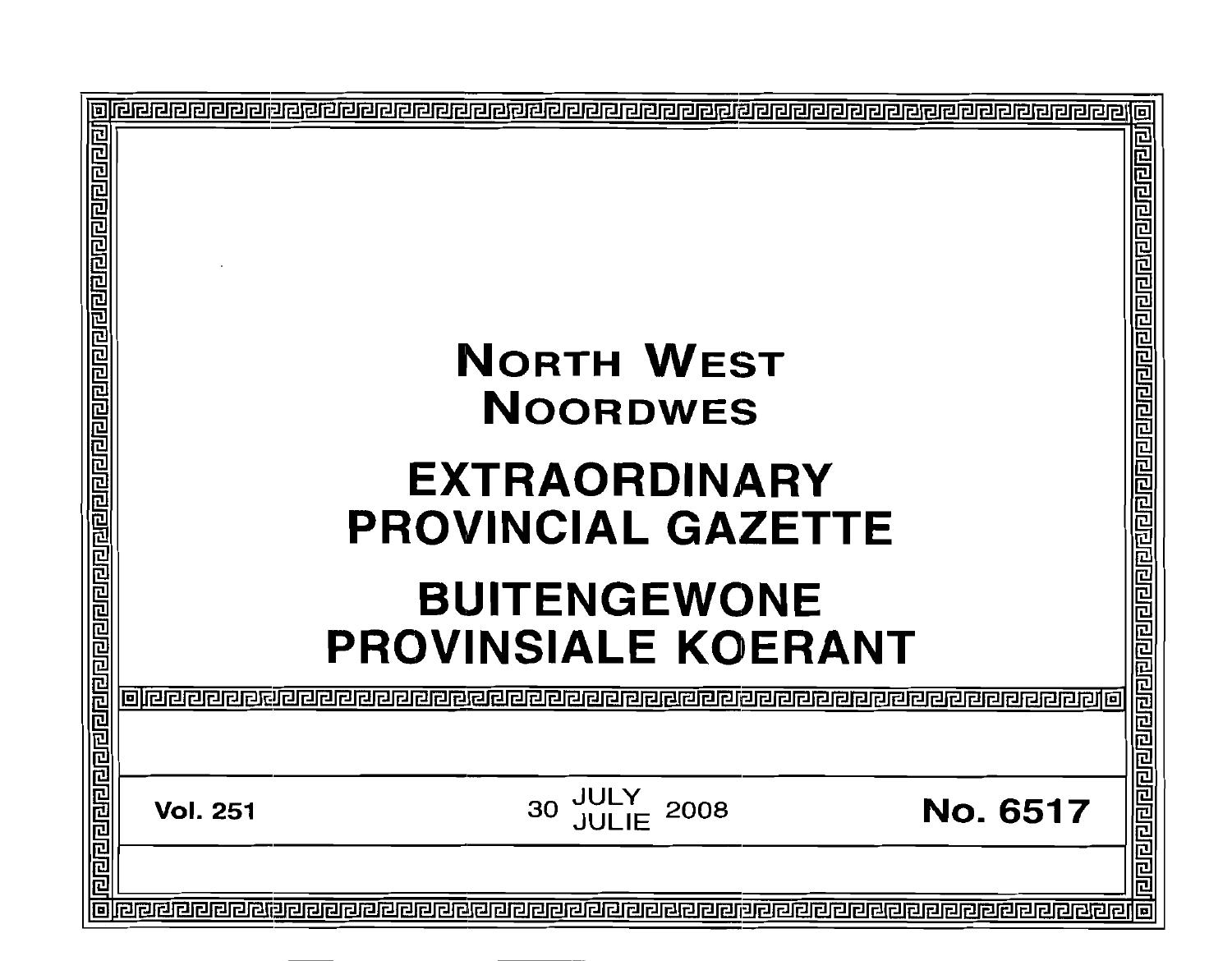# NORTH WEST
# NOORDWES

# EXTRAORDINARY PROVINCIAL GAZETTE

# BUITENGEWONE PROVINSIALE KOERANT

**Vol. 251** | 30 JULY / JULIE 2008 | **No. 6517**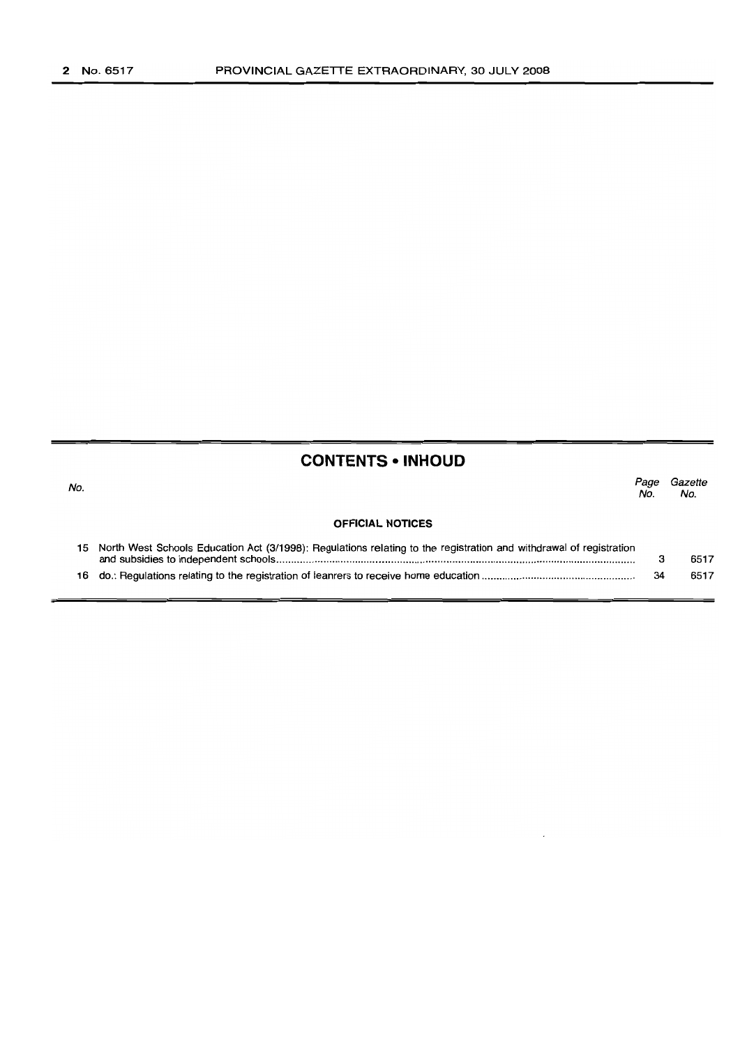## CONTENTS • INHOUD

| No. | | Page No. | Gazette No. |
|---|---|---|---|
| | **OFFICIAL NOTICES** | | |
| 15 | North West Schools Education Act (3/1998): Regulations relating to the registration and withdrawal of registration and subsidies to independent schools | 3 | 6517 |
| 16 | do.: Regulations relating to the registration of leanrers to receive home education | 34 | 6517 |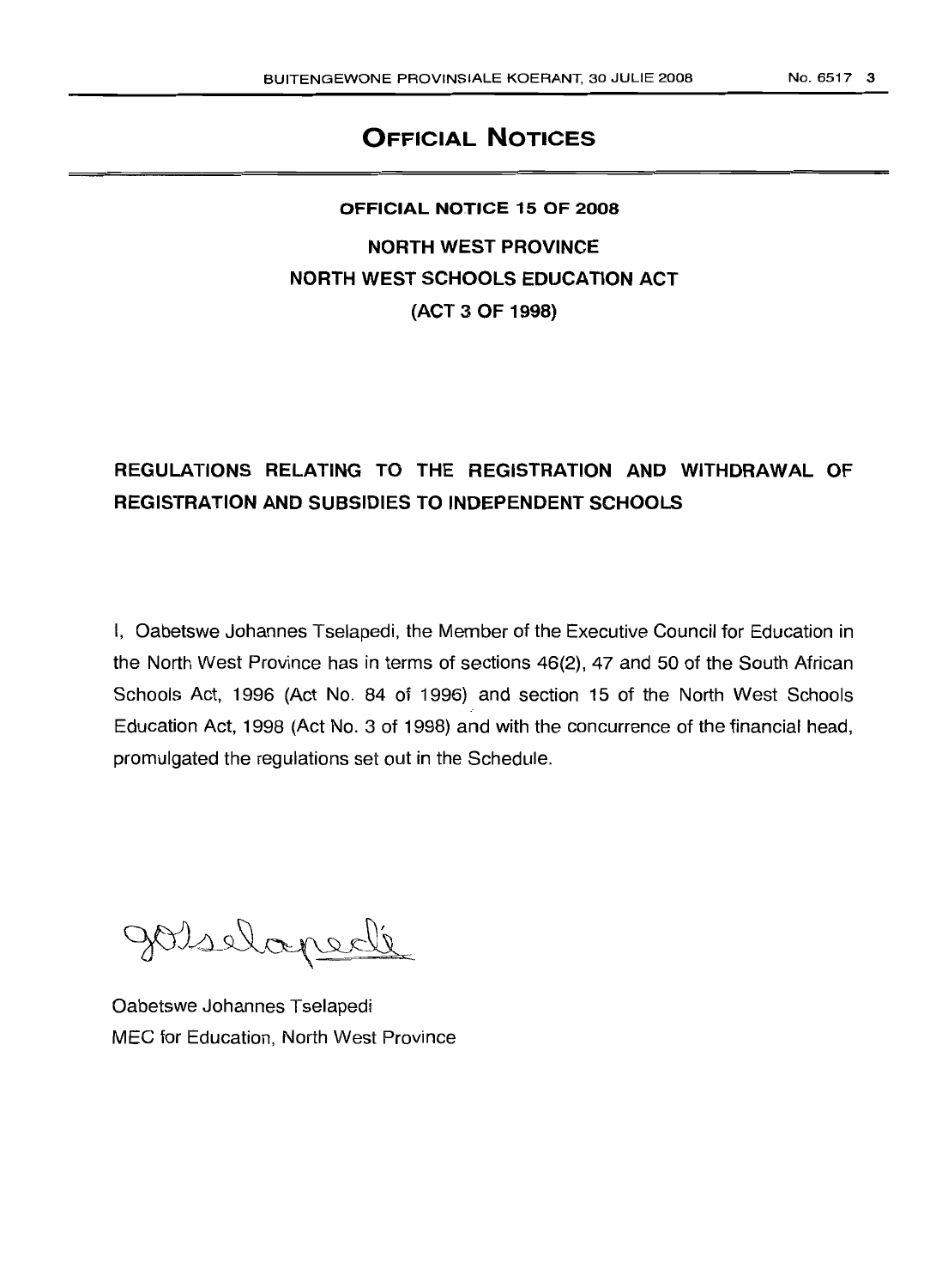# OFFICIAL NOTICES

## OFFICIAL NOTICE 15 OF 2008

## NORTH WEST PROVINCE
## NORTH WEST SCHOOLS EDUCATION ACT
## (ACT 3 OF 1998)

## REGULATIONS RELATING TO THE REGISTRATION AND WITHDRAWAL OF REGISTRATION AND SUBSIDIES TO INDEPENDENT SCHOOLS

I, Oabetswe Johannes Tselapedi, the Member of the Executive Council for Education in the North West Province has in terms of sections 46(2), 47 and 50 of the South African Schools Act, 1996 (Act No. 84 of 1996) and section 15 of the North West Schools Education Act, 1998 (Act No. 3 of 1998) and with the concurrence of the financial head, promulgated the regulations set out in the Schedule.

Oabetswe Johannes Tselapedi
MEC for Education, North West Province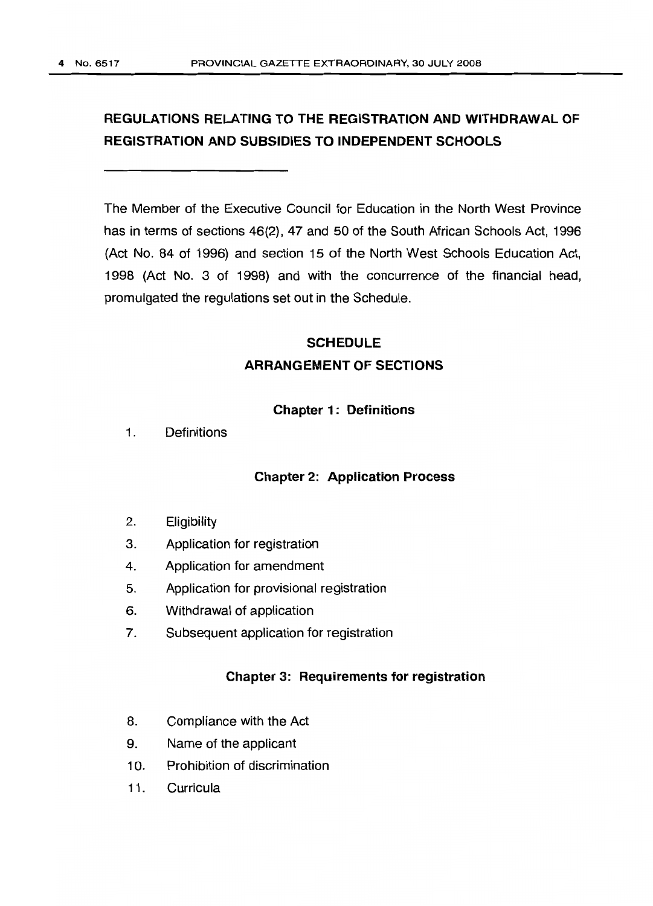## REGULATIONS RELATING TO THE REGISTRATION AND WITHDRAWAL OF REGISTRATION AND SUBSIDIES TO INDEPENDENT SCHOOLS

---

The Member of the Executive Council for Education in the North West Province has in terms of sections 46(2), 47 and 50 of the South African Schools Act, 1996 (Act No. 84 of 1996) and section 15 of the North West Schools Education Act, 1998 (Act No. 3 of 1998) and with the concurrence of the financial head, promulgated the regulations set out in the Schedule.

### SCHEDULE

### ARRANGEMENT OF SECTIONS

#### Chapter 1: Definitions

1. Definitions

#### Chapter 2: Application Process

2. Eligibility
3. Application for registration
4. Application for amendment
5. Application for provisional registration
6. Withdrawal of application
7. Subsequent application for registration

#### Chapter 3: Requirements for registration

8. Compliance with the Act
9. Name of the applicant
10. Prohibition of discrimination
11. Curricula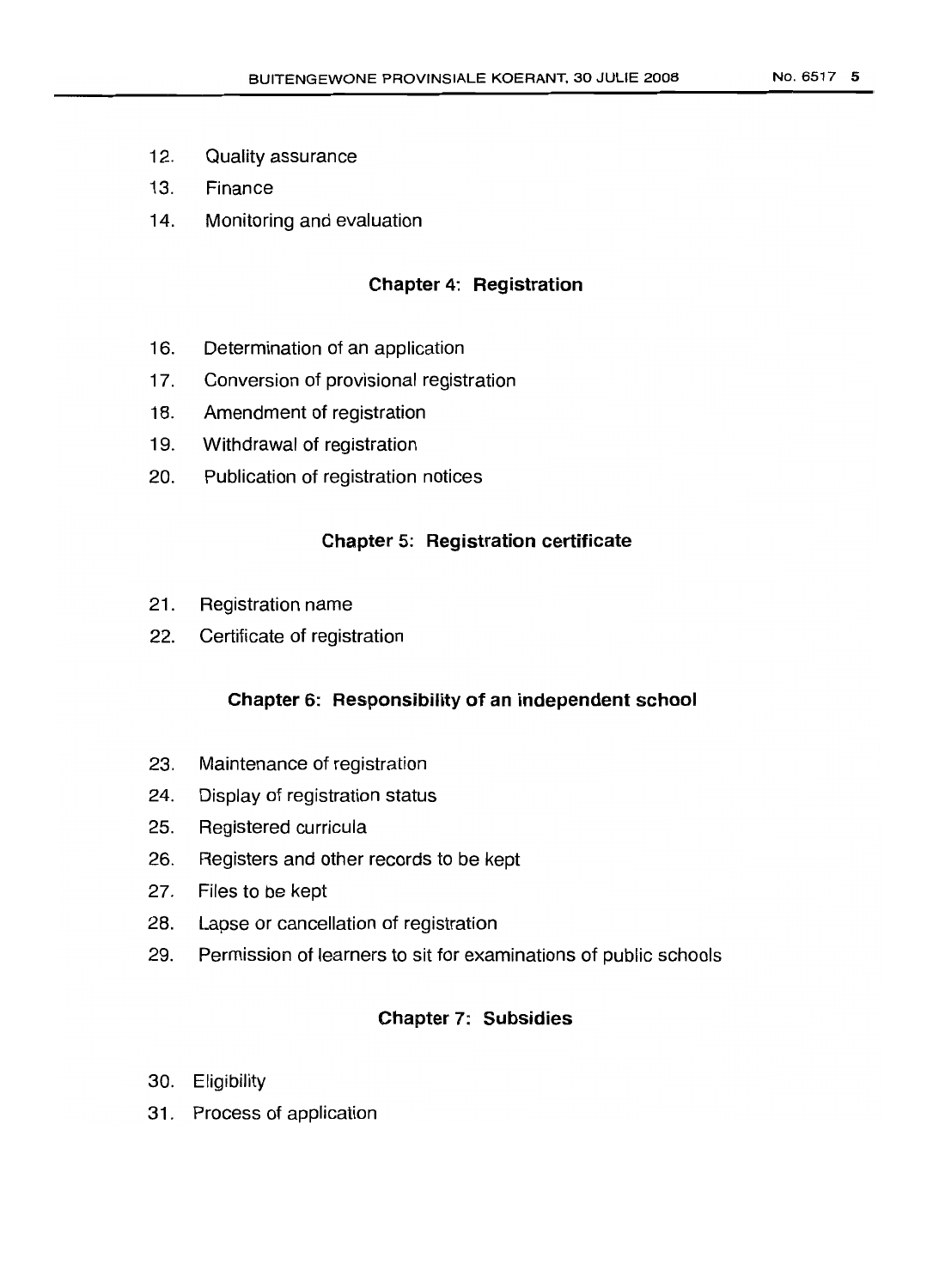12. Quality assurance
13. Finance
14. Monitoring and evaluation

## Chapter 4: Registration

16. Determination of an application
17. Conversion of provisional registration
18. Amendment of registration
19. Withdrawal of registration
20. Publication of registration notices

## Chapter 5: Registration certificate

21. Registration name
22. Certificate of registration

## Chapter 6: Responsibility of an independent school

23. Maintenance of registration
24. Display of registration status
25. Registered curricula
26. Registers and other records to be kept
27. Files to be kept
28. Lapse or cancellation of registration
29. Permission of learners to sit for examinations of public schools

## Chapter 7: Subsidies

30. Eligibility
31. Process of application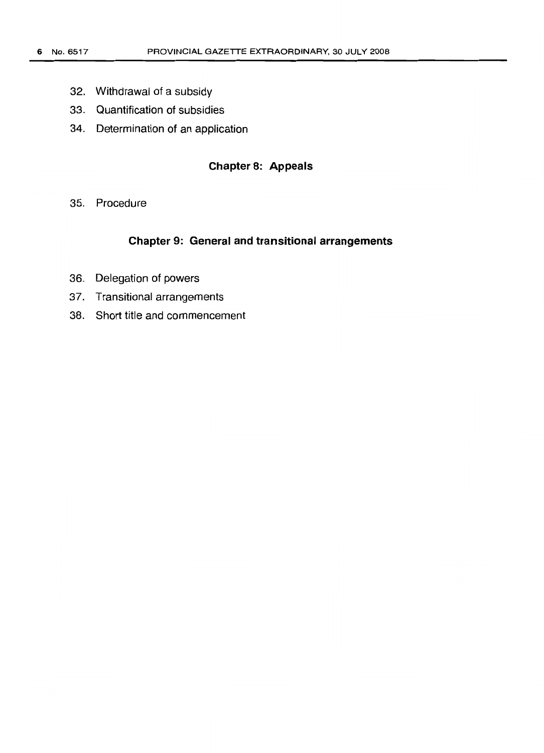32. Withdrawal of a subsidy
33. Quantification of subsidies
34. Determination of an application

## Chapter 8: Appeals

35. Procedure

## Chapter 9: General and transitional arrangements

36. Delegation of powers
37. Transitional arrangements
38. Short title and commencement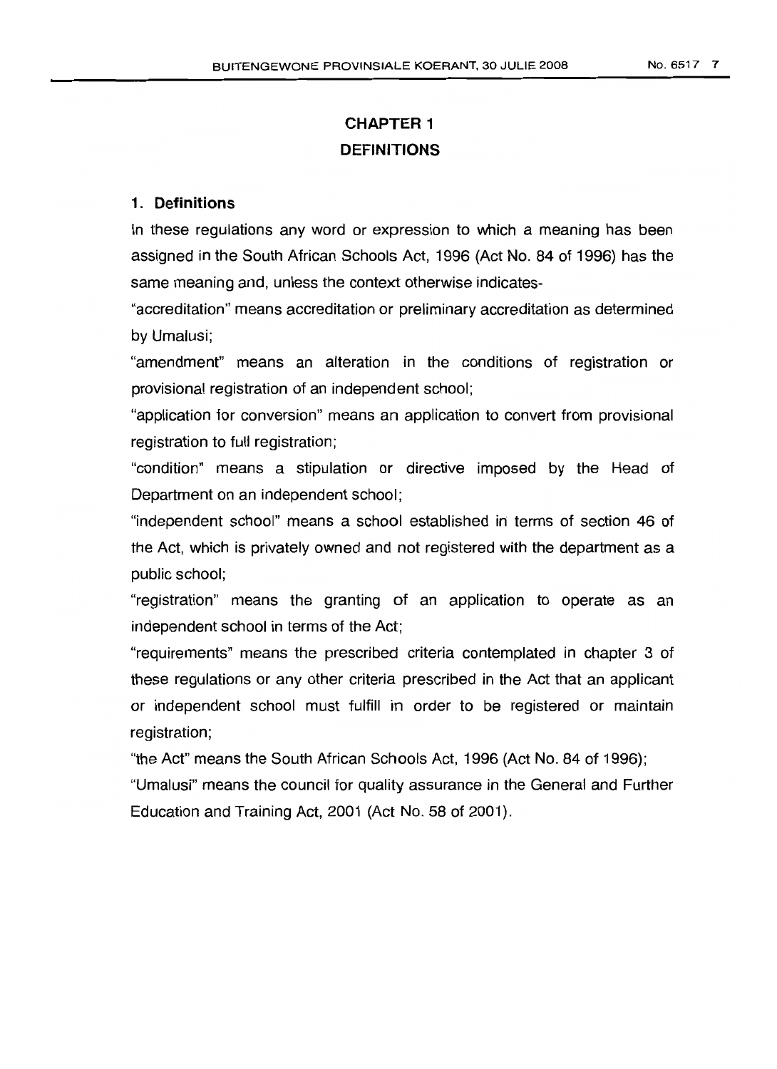# CHAPTER 1
# DEFINITIONS

## 1. Definitions

In these regulations any word or expression to which a meaning has been assigned in the South African Schools Act, 1996 (Act No. 84 of 1996) has the same meaning and, unless the context otherwise indicates-

"accreditation" means accreditation or preliminary accreditation as determined by Umalusi;

"amendment" means an alteration in the conditions of registration or provisional registration of an independent school;

"application for conversion" means an application to convert from provisional registration to full registration;

"condition" means a stipulation or directive imposed by the Head of Department on an independent school;

"independent school" means a school established in terms of section 46 of the Act, which is privately owned and not registered with the department as a public school;

"registration" means the granting of an application to operate as an independent school in terms of the Act;

"requirements" means the prescribed criteria contemplated in chapter 3 of these regulations or any other criteria prescribed in the Act that an applicant or independent school must fulfill in order to be registered or maintain registration;

"the Act" means the South African Schools Act, 1996 (Act No. 84 of 1996);

"Umalusi" means the council for quality assurance in the General and Further Education and Training Act, 2001 (Act No. 58 of 2001).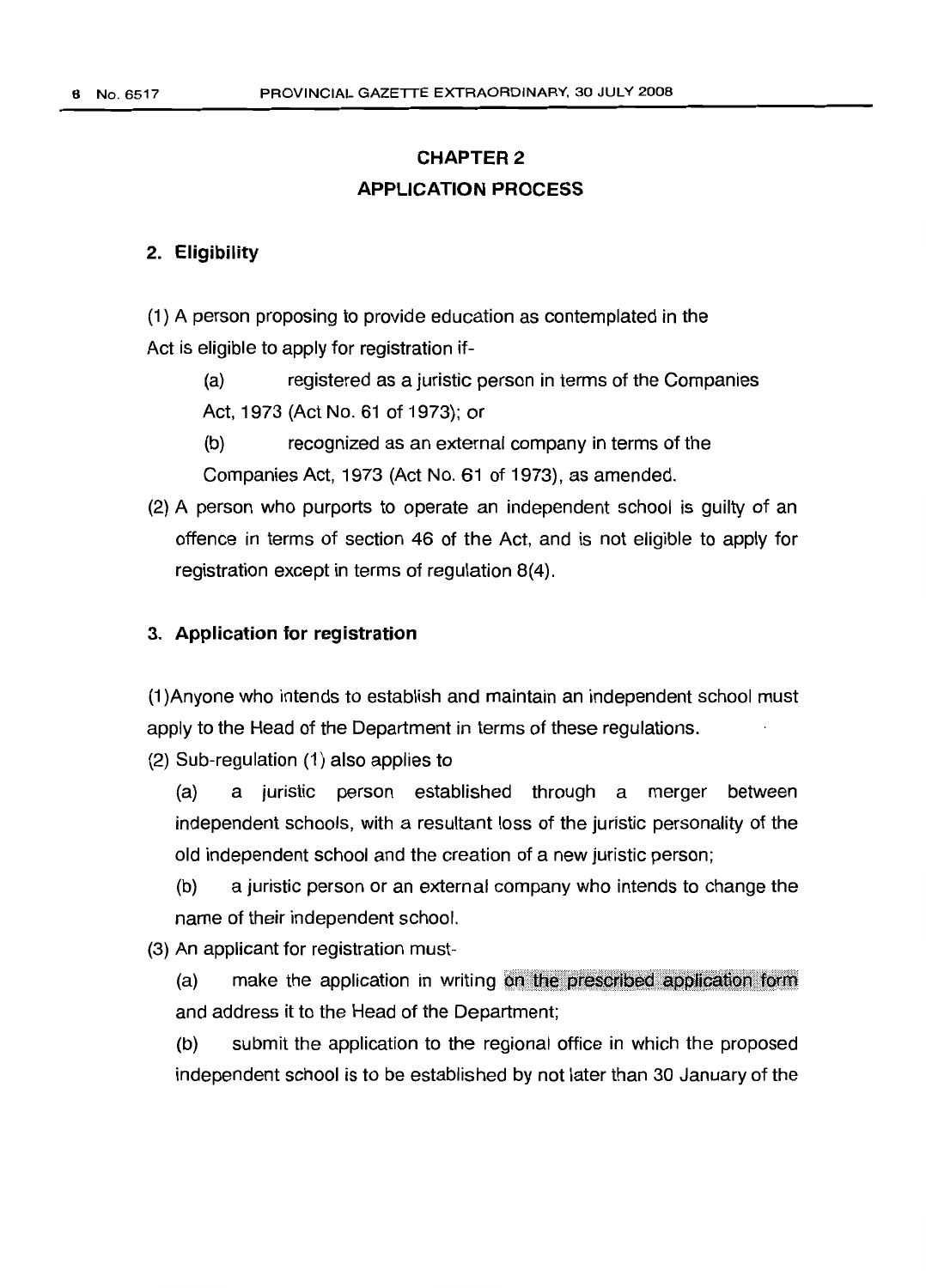## CHAPTER 2
## APPLICATION PROCESS

### 2. Eligibility

(1) A person proposing to provide education as contemplated in the Act is eligible to apply for registration if-

(a) registered as a juristic person in terms of the Companies Act, 1973 (Act No. 61 of 1973); or

(b) recognized as an external company in terms of the Companies Act, 1973 (Act No. 61 of 1973), as amended.

(2) A person who purports to operate an independent school is guilty of an offence in terms of section 46 of the Act, and is not eligible to apply for registration except in terms of regulation 8(4).

### 3. Application for registration

(1)Anyone who intends to establish and maintain an independent school must apply to the Head of the Department in terms of these regulations.

(2) Sub-regulation (1) also applies to

(a) a juristic person established through a merger between independent schools, with a resultant loss of the juristic personality of the old independent school and the creation of a new juristic person;

(b) a juristic person or an external company who intends to change the name of their independent school.

(3) An applicant for registration must-

(a) make the application in writing on the prescribed application form and address it to the Head of the Department;

(b) submit the application to the regional office in which the proposed independent school is to be established by not later than 30 January of the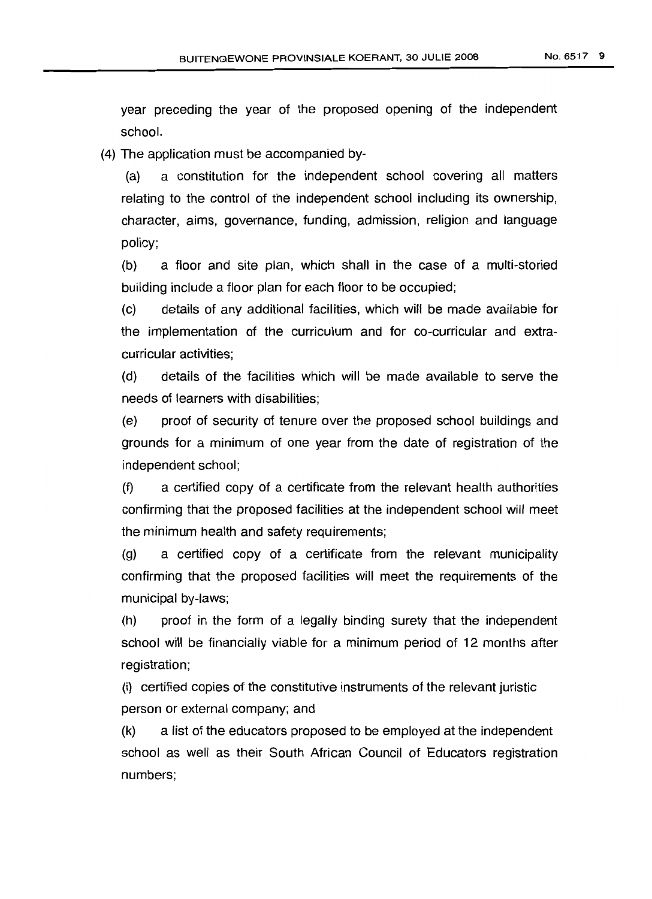year preceding the year of the proposed opening of the independent school.

(4) The application must be accompanied by-

(a) a constitution for the independent school covering all matters relating to the control of the independent school including its ownership, character, aims, governance, funding, admission, religion and language policy;

(b) a floor and site plan, which shall in the case of a multi-storied building include a floor plan for each floor to be occupied;

(c) details of any additional facilities, which will be made available for the implementation of the curriculum and for co-curricular and extra-curricular activities;

(d) details of the facilities which will be made available to serve the needs of learners with disabilities;

(e) proof of security of tenure over the proposed school buildings and grounds for a minimum of one year from the date of registration of the independent school;

(f) a certified copy of a certificate from the relevant health authorities confirming that the proposed facilities at the independent school will meet the minimum health and safety requirements;

(g) a certified copy of a certificate from the relevant municipality confirming that the proposed facilities will meet the requirements of the municipal by-laws;

(h) proof in the form of a legally binding surety that the independent school will be financially viable for a minimum period of 12 months after registration;

(i) certified copies of the constitutive instruments of the relevant juristic person or external company; and

(k) a list of the educators proposed to be employed at the independent school as well as their South African Council of Educators registration numbers;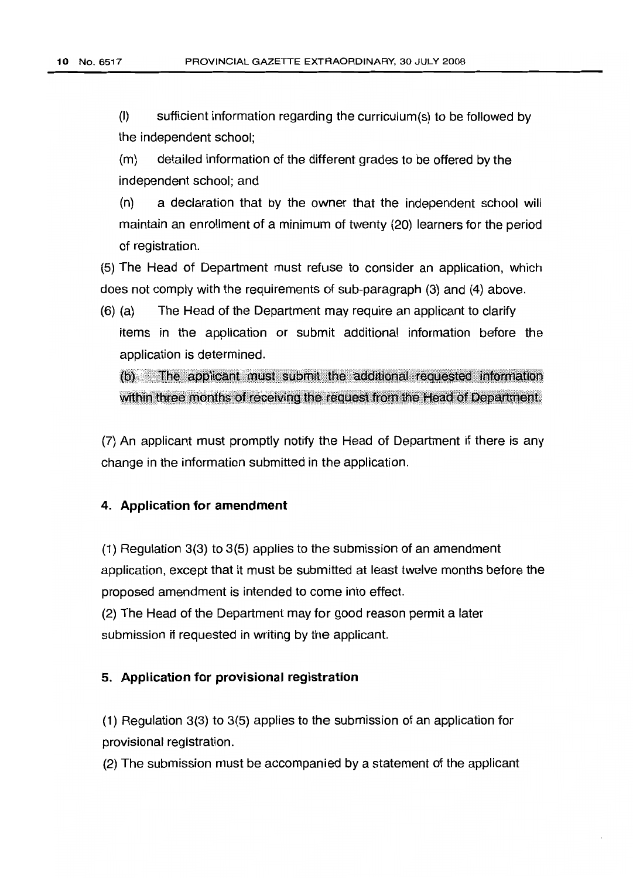(l) sufficient information regarding the curriculum(s) to be followed by the independent school;

(m) detailed information of the different grades to be offered by the independent school; and

(n) a declaration that by the owner that the independent school will maintain an enrollment of a minimum of twenty (20) learners for the period of registration.

(5) The Head of Department must refuse to consider an application, which does not comply with the requirements of sub-paragraph (3) and (4) above.

(6) (a) The Head of the Department may require an applicant to clarify items in the application or submit additional information before the application is determined.

(b) The applicant must submit the additional requested information within three months of receiving the request from the Head of Department.

(7) An applicant must promptly notify the Head of Department if there is any change in the information submitted in the application.

#### 4. Application for amendment

(1) Regulation 3(3) to 3(5) applies to the submission of an amendment application, except that it must be submitted at least twelve months before the proposed amendment is intended to come into effect.

(2) The Head of the Department may for good reason permit a later submission if requested in writing by the applicant.

#### 5. Application for provisional registration

(1) Regulation 3(3) to 3(5) applies to the submission of an application for provisional registration.

(2) The submission must be accompanied by a statement of the applicant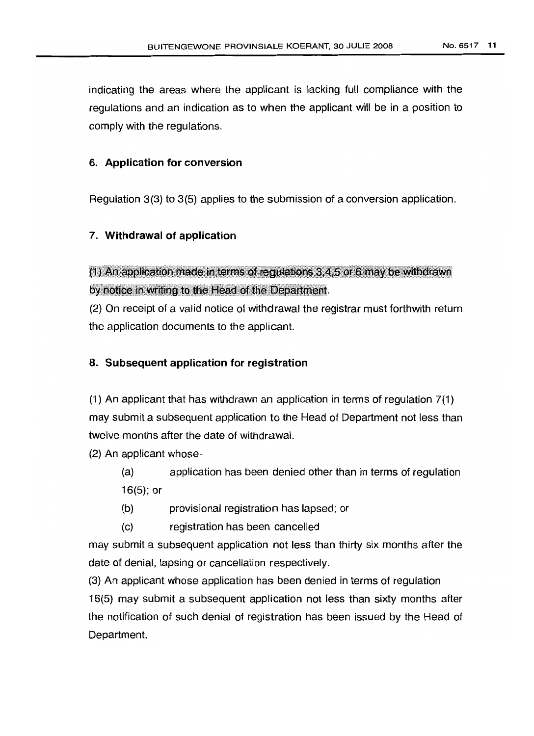indicating the areas where the applicant is lacking full compliance with the regulations and an indication as to when the applicant will be in a position to comply with the regulations.

### 6. Application for conversion

Regulation 3(3) to 3(5) applies to the submission of a conversion application.

### 7. Withdrawal of application

(1) An application made in terms of regulations 3,4,5 or 6 may be withdrawn by notice in writing to the Head of the Department.

(2) On receipt of a valid notice of withdrawal the registrar must forthwith return the application documents to the applicant.

### 8. Subsequent application for registration

(1) An applicant that has withdrawn an application in terms of regulation 7(1) may submit a subsequent application to the Head of Department not less than twelve months after the date of withdrawal.

(2) An applicant whose-

(a) application has been denied other than in terms of regulation 16(5); or

(b) provisional registration has lapsed; or

(c) registration has been cancelled

may submit a subsequent application not less than thirty six months after the date of denial, lapsing or cancellation respectively.

(3) An applicant whose application has been denied in terms of regulation 16(5) may submit a subsequent application not less than sixty months after the notification of such denial of registration has been issued by the Head of Department.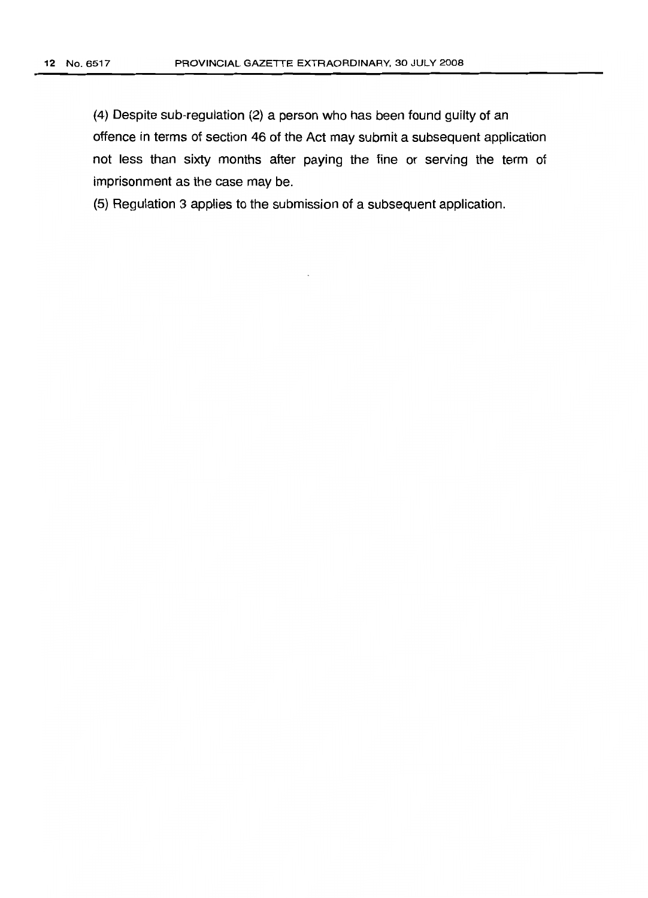(4) Despite sub-regulation (2) a person who has been found guilty of an offence in terms of section 46 of the Act may submit a subsequent application not less than sixty months after paying the fine or serving the term of imprisonment as the case may be.

(5) Regulation 3 applies to the submission of a subsequent application.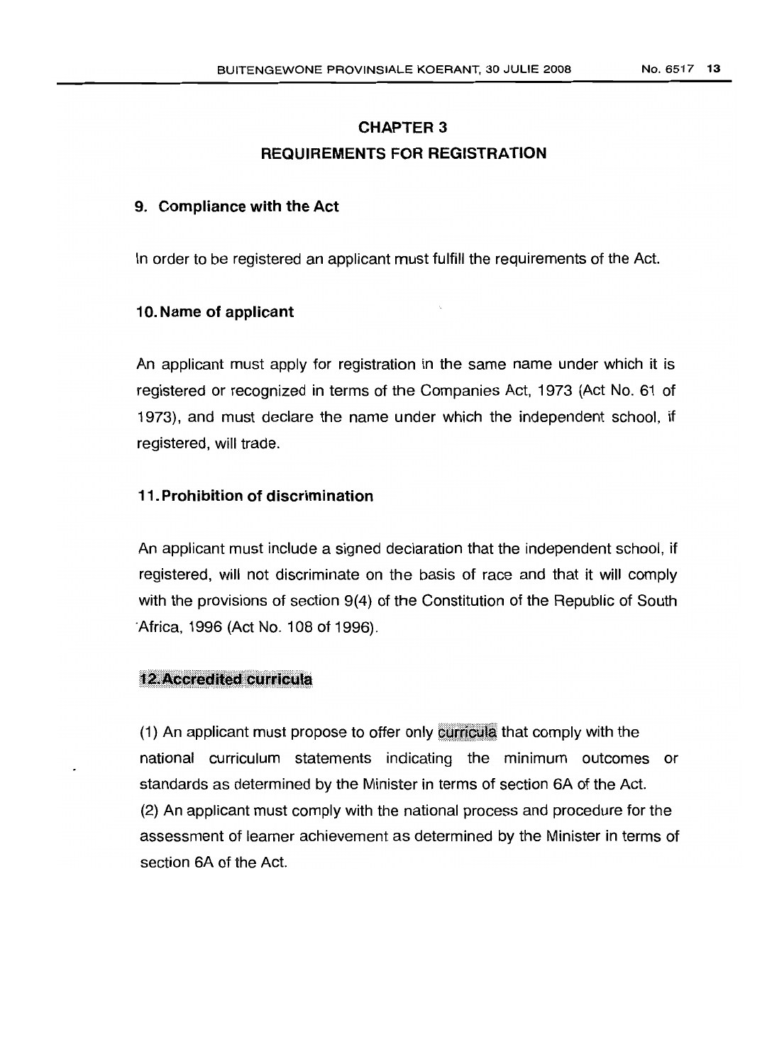# CHAPTER 3

## REQUIREMENTS FOR REGISTRATION

### 9. Compliance with the Act

In order to be registered an applicant must fulfill the requirements of the Act.

### 10. Name of applicant

An applicant must apply for registration in the same name under which it is registered or recognized in terms of the Companies Act, 1973 (Act No. 61 of 1973), and must declare the name under which the independent school, if registered, will trade.

### 11. Prohibition of discrimination

An applicant must include a signed declaration that the independent school, if registered, will not discriminate on the basis of race and that it will comply with the provisions of section 9(4) of the Constitution of the Republic of South Africa, 1996 (Act No. 108 of 1996).

### 12. Accredited curricula

(1) An applicant must propose to offer only curricula that comply with the national curriculum statements indicating the minimum outcomes or standards as determined by the Minister in terms of section 6A of the Act.

(2) An applicant must comply with the national process and procedure for the assessment of learner achievement as determined by the Minister in terms of section 6A of the Act.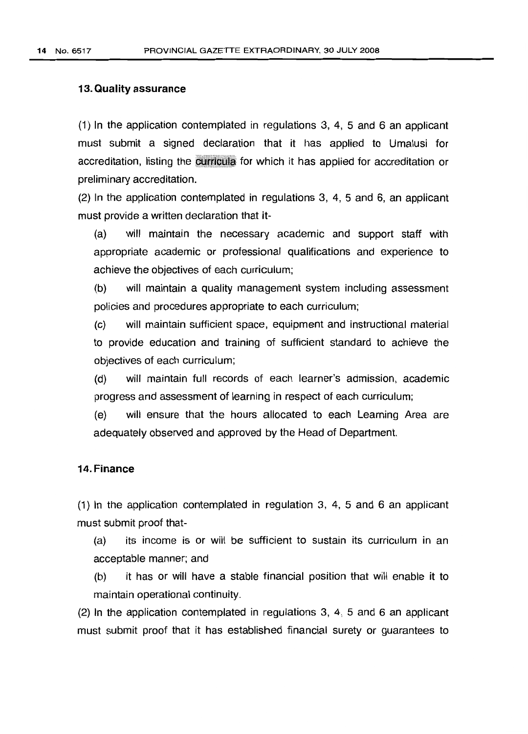### 13. Quality assurance

(1) In the application contemplated in regulations 3, 4, 5 and 6 an applicant must submit a signed declaration that it has applied to Umalusi for accreditation, listing the curricula for which it has applied for accreditation or preliminary accreditation.

(2) In the application contemplated in regulations 3, 4, 5 and 6, an applicant must provide a written declaration that it-

(a) will maintain the necessary academic and support staff with appropriate academic or professional qualifications and experience to achieve the objectives of each curriculum;

(b) will maintain a quality management system including assessment policies and procedures appropriate to each curriculum;

(c) will maintain sufficient space, equipment and instructional material to provide education and training of sufficient standard to achieve the objectives of each curriculum;

(d) will maintain full records of each learner's admission, academic progress and assessment of learning in respect of each curriculum;

(e) will ensure that the hours allocated to each Learning Area are adequately observed and approved by the Head of Department.

### 14. Finance

(1) In the application contemplated in regulation 3, 4, 5 and 6 an applicant must submit proof that-

(a) its income is or will be sufficient to sustain its curriculum in an acceptable manner; and

(b) it has or will have a stable financial position that will enable it to maintain operational continuity.

(2) In the application contemplated in regulations 3, 4, 5 and 6 an applicant must submit proof that it has established financial surety or guarantees to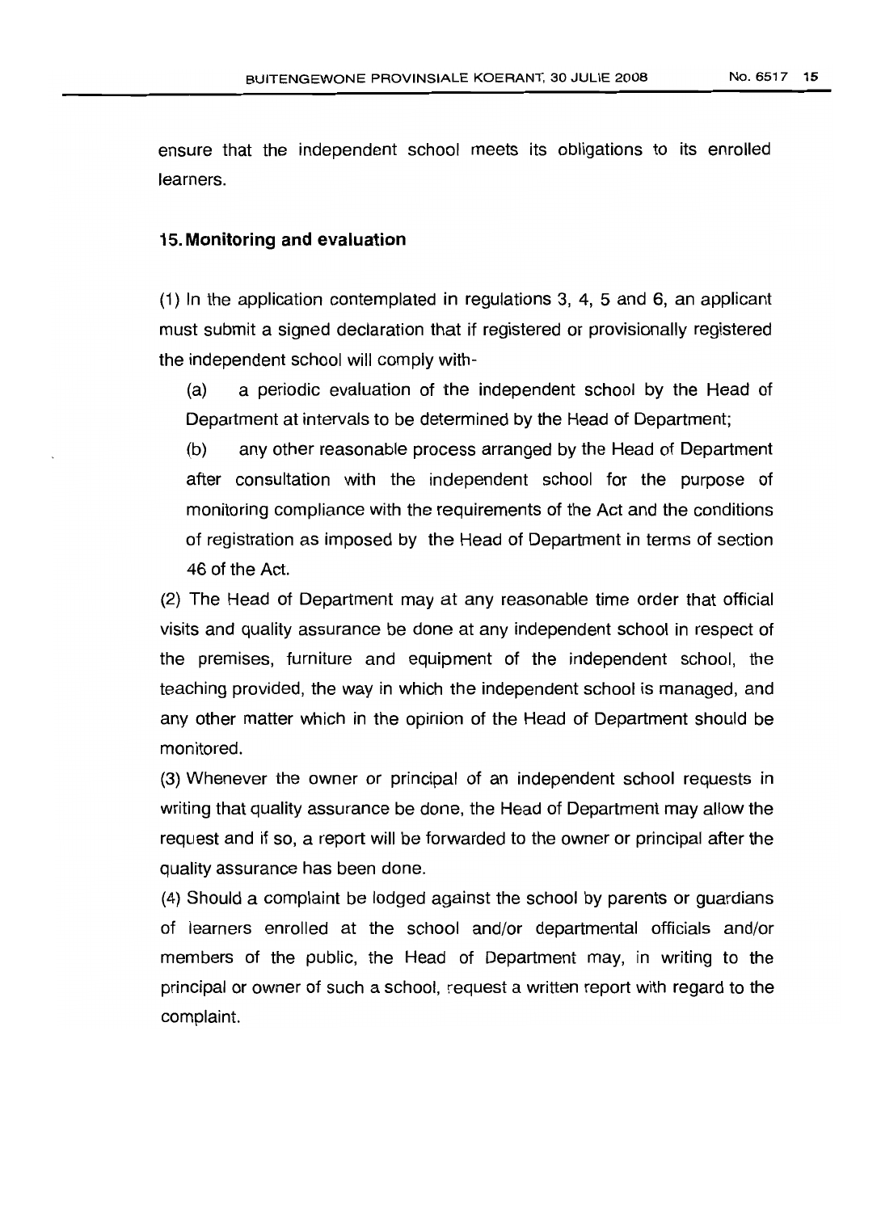ensure that the independent school meets its obligations to its enrolled learners.

### 15. Monitoring and evaluation

(1) In the application contemplated in regulations 3, 4, 5 and 6, an applicant must submit a signed declaration that if registered or provisionally registered the independent school will comply with-

(a) a periodic evaluation of the independent school by the Head of Department at intervals to be determined by the Head of Department;

(b) any other reasonable process arranged by the Head of Department after consultation with the independent school for the purpose of monitoring compliance with the requirements of the Act and the conditions of registration as imposed by the Head of Department in terms of section 46 of the Act.

(2) The Head of Department may at any reasonable time order that official visits and quality assurance be done at any independent school in respect of the premises, furniture and equipment of the independent school, the teaching provided, the way in which the independent school is managed, and any other matter which in the opinion of the Head of Department should be monitored.

(3) Whenever the owner or principal of an independent school requests in writing that quality assurance be done, the Head of Department may allow the request and if so, a report will be forwarded to the owner or principal after the quality assurance has been done.

(4) Should a complaint be lodged against the school by parents or guardians of learners enrolled at the school and/or departmental officials and/or members of the public, the Head of Department may, in writing to the principal or owner of such a school, request a written report with regard to the complaint.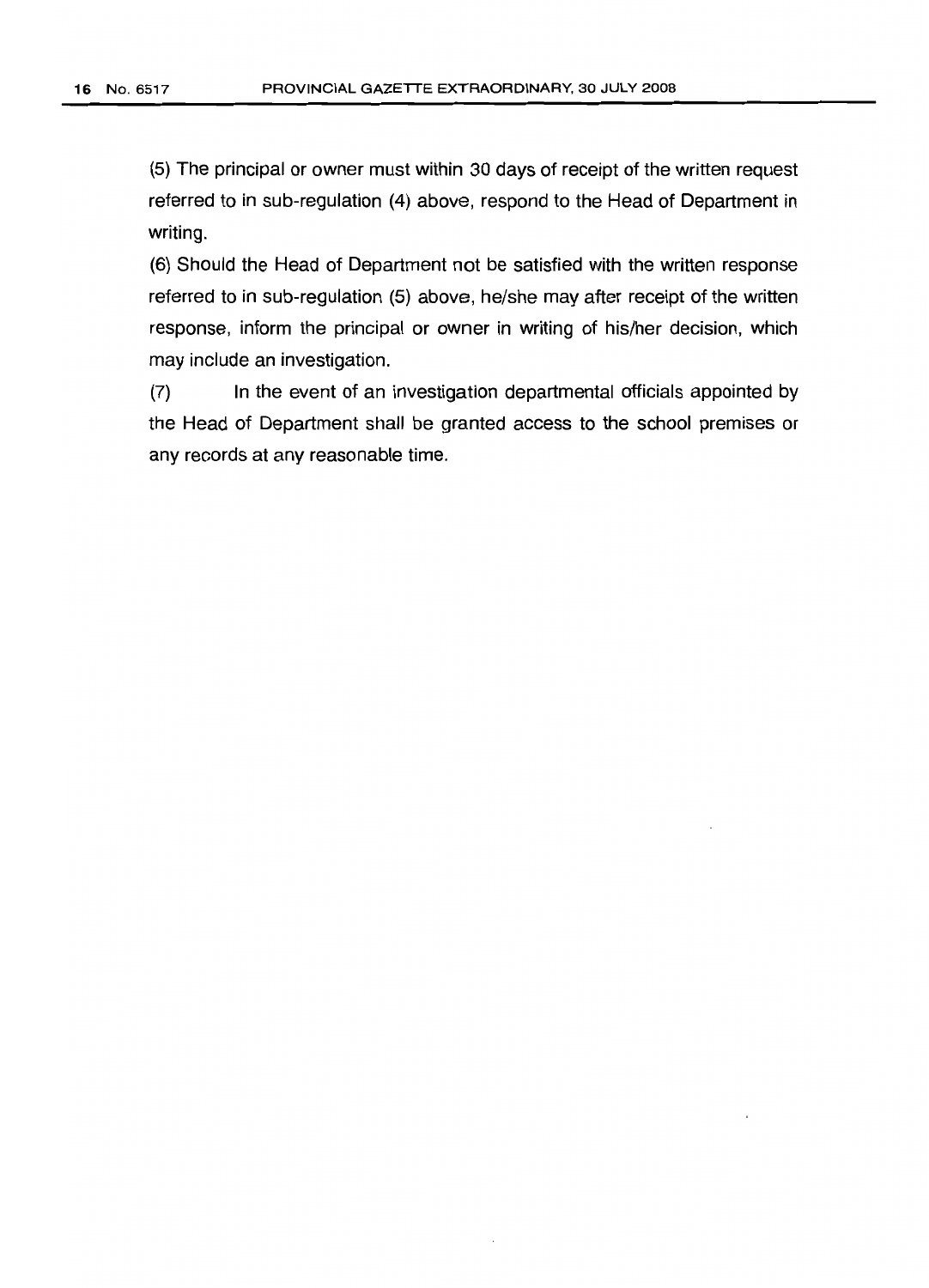(5) The principal or owner must within 30 days of receipt of the written request referred to in sub-regulation (4) above, respond to the Head of Department in writing.

(6) Should the Head of Department not be satisfied with the written response referred to in sub-regulation (5) above, he/she may after receipt of the written response, inform the principal or owner in writing of his/her decision, which may include an investigation.

(7) In the event of an investigation departmental officials appointed by the Head of Department shall be granted access to the school premises or any records at any reasonable time.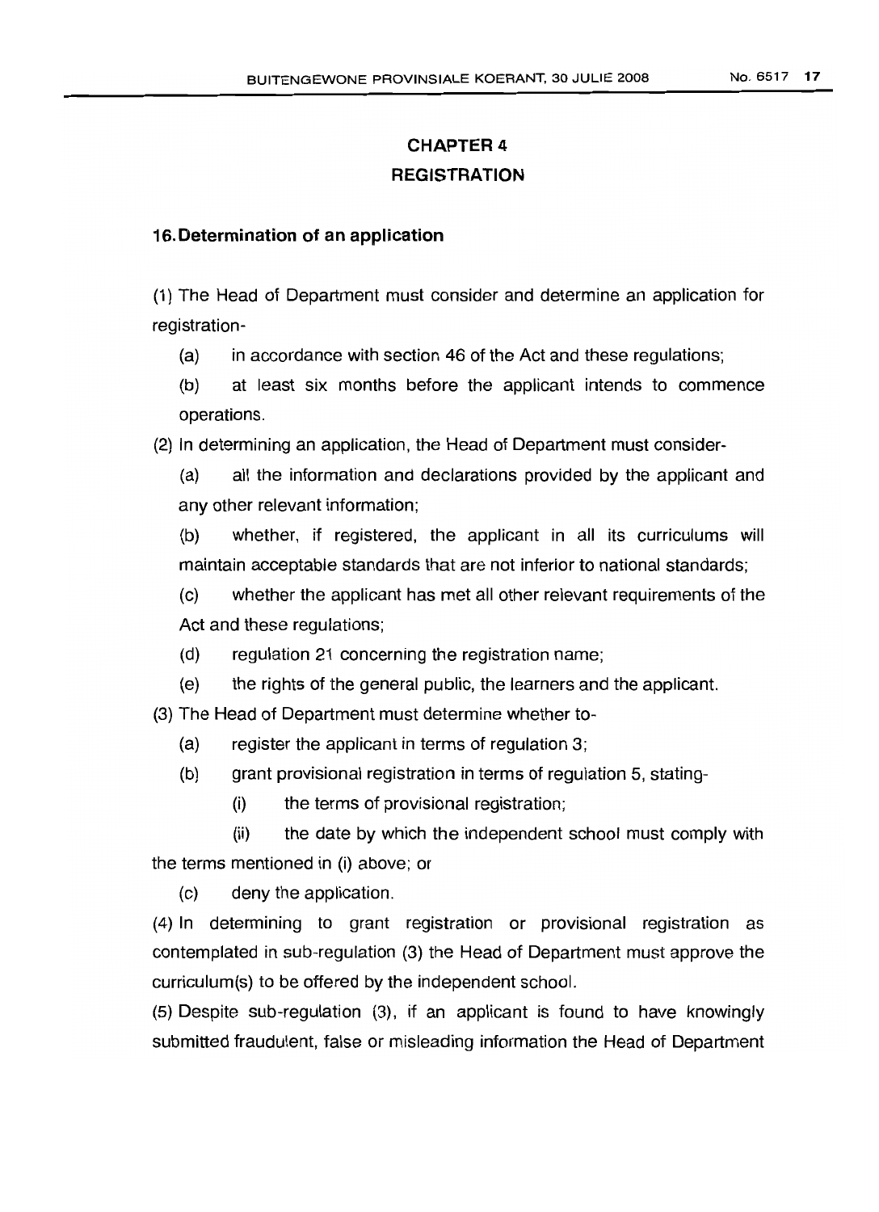## CHAPTER 4

## REGISTRATION

### 16. Determination of an application

(1) The Head of Department must consider and determine an application for registration-

(a) in accordance with section 46 of the Act and these regulations;

(b) at least six months before the applicant intends to commence operations.

(2) In determining an application, the Head of Department must consider-

(a) all the information and declarations provided by the applicant and any other relevant information;

(b) whether, if registered, the applicant in all its curriculums will maintain acceptable standards that are not inferior to national standards;

(c) whether the applicant has met all other relevant requirements of the Act and these regulations;

(d) regulation 21 concerning the registration name;

(e) the rights of the general public, the learners and the applicant.

(3) The Head of Department must determine whether to-

(a) register the applicant in terms of regulation 3;

(b) grant provisional registration in terms of regulation 5, stating-

(i) the terms of provisional registration;

(ii) the date by which the independent school must comply with the terms mentioned in (i) above; or

(c) deny the application.

(4) In determining to grant registration or provisional registration as contemplated in sub-regulation (3) the Head of Department must approve the curriculum(s) to be offered by the independent school.

(5) Despite sub-regulation (3), if an applicant is found to have knowingly submitted fraudulent, false or misleading information the Head of Department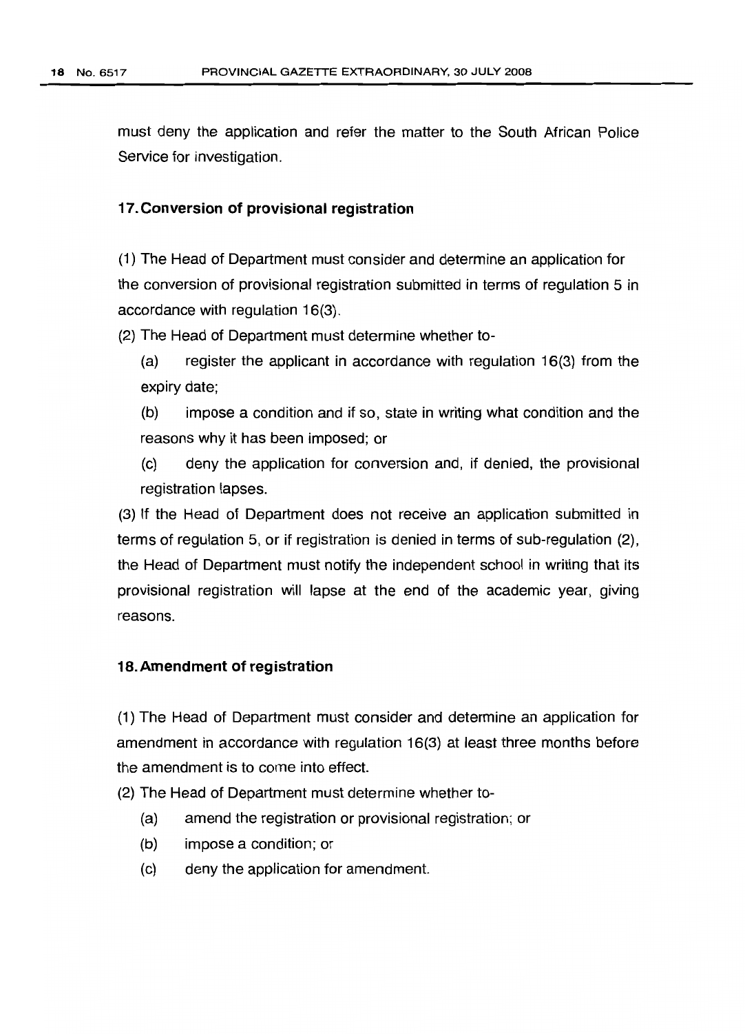must deny the application and refer the matter to the South African Police Service for investigation.

### 17. Conversion of provisional registration

(1) The Head of Department must consider and determine an application for the conversion of provisional registration submitted in terms of regulation 5 in accordance with regulation 16(3).

(2) The Head of Department must determine whether to-

(a) register the applicant in accordance with regulation 16(3) from the expiry date;

(b) impose a condition and if so, state in writing what condition and the reasons why it has been imposed; or

(c) deny the application for conversion and, if denied, the provisional registration lapses.

(3) If the Head of Department does not receive an application submitted in terms of regulation 5, or if registration is denied in terms of sub-regulation (2), the Head of Department must notify the independent school in writing that its provisional registration will lapse at the end of the academic year, giving reasons.

### 18. Amendment of registration

(1) The Head of Department must consider and determine an application for amendment in accordance with regulation 16(3) at least three months before the amendment is to come into effect.

(2) The Head of Department must determine whether to-

(a) amend the registration or provisional registration; or

(b) impose a condition; or

(c) deny the application for amendment.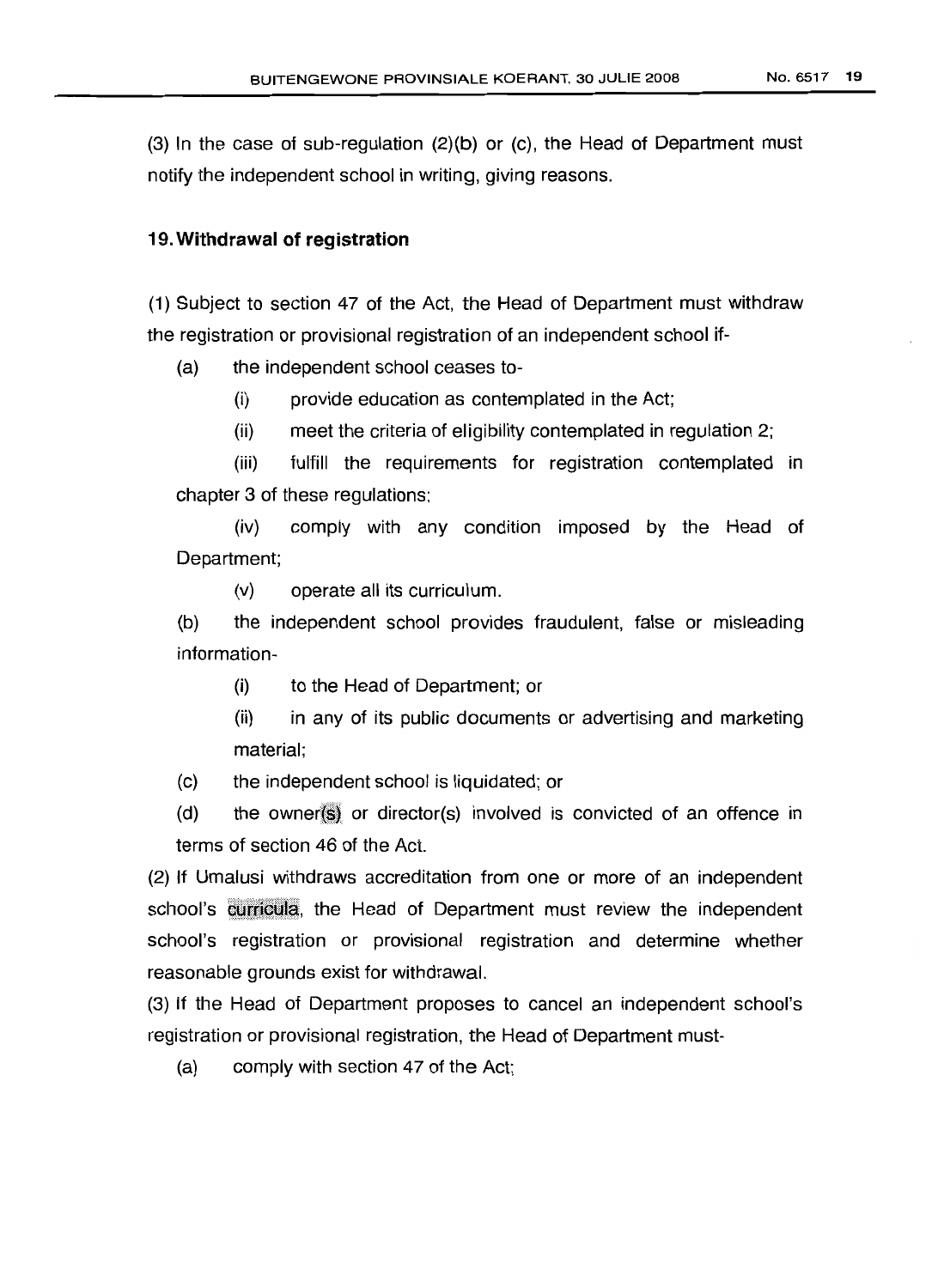(3) In the case of sub-regulation (2)(b) or (c), the Head of Department must notify the independent school in writing, giving reasons.

**19. Withdrawal of registration**

(1) Subject to section 47 of the Act, the Head of Department must withdraw the registration or provisional registration of an independent school if-

(a) the independent school ceases to-

(i) provide education as contemplated in the Act;

(ii) meet the criteria of eligibility contemplated in regulation 2;

(iii) fulfill the requirements for registration contemplated in chapter 3 of these regulations;

(iv) comply with any condition imposed by the Head of Department;

(v) operate all its curriculum.

(b) the independent school provides fraudulent, false or misleading information-

(i) to the Head of Department; or

(ii) in any of its public documents or advertising and marketing material;

(c) the independent school is liquidated; or

(d) the owner(s) or director(s) involved is convicted of an offence in terms of section 46 of the Act.

(2) If Umalusi withdraws accreditation from one or more of an independent school's curricula, the Head of Department must review the independent school's registration or provisional registration and determine whether reasonable grounds exist for withdrawal.

(3) If the Head of Department proposes to cancel an independent school's registration or provisional registration, the Head of Department must-

(a) comply with section 47 of the Act;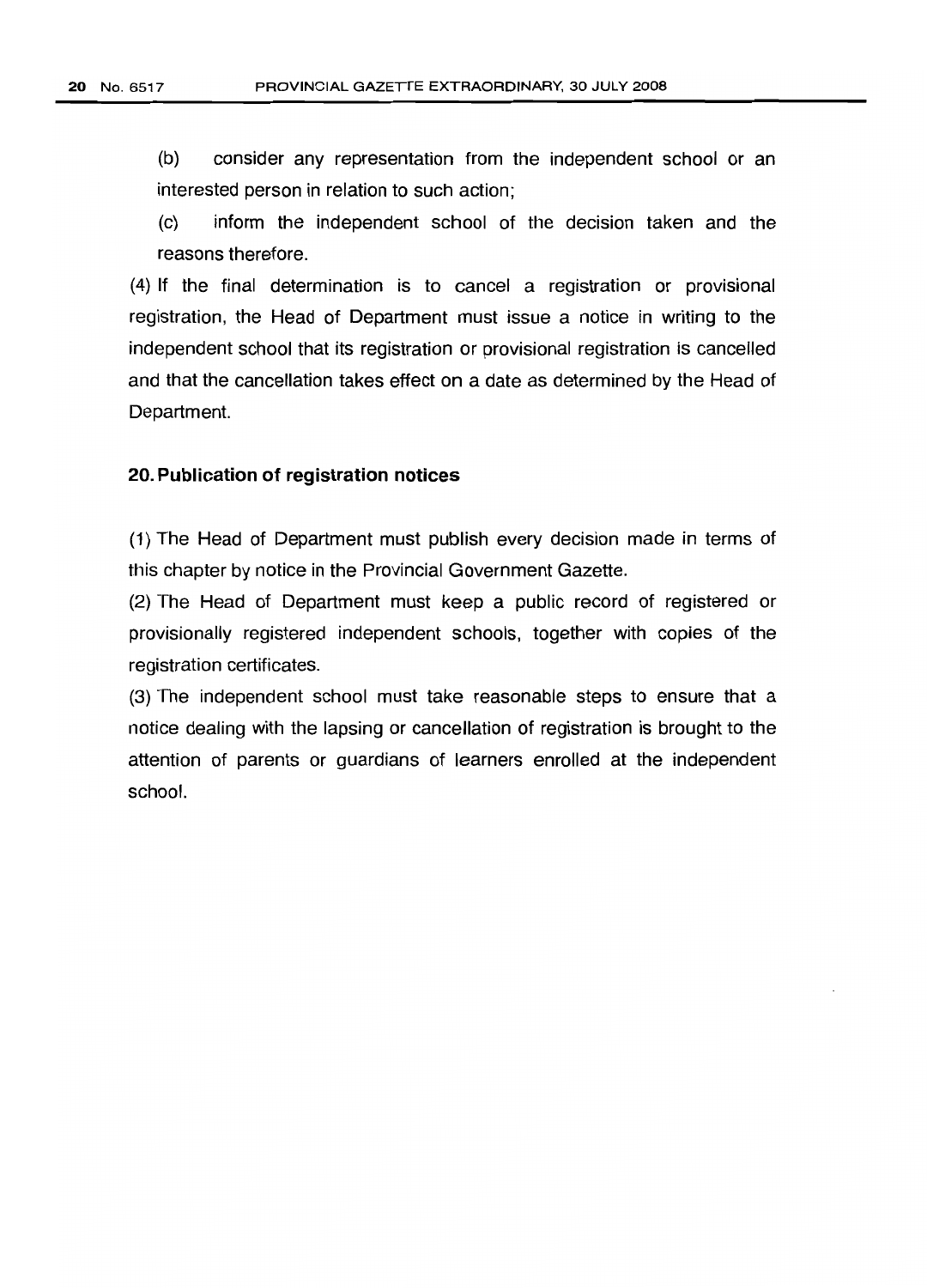(b) consider any representation from the independent school or an interested person in relation to such action;

(c) inform the independent school of the decision taken and the reasons therefore.

(4) If the final determination is to cancel a registration or provisional registration, the Head of Department must issue a notice in writing to the independent school that its registration or provisional registration is cancelled and that the cancellation takes effect on a date as determined by the Head of Department.

### 20. Publication of registration notices

(1) The Head of Department must publish every decision made in terms of this chapter by notice in the Provincial Government Gazette.

(2) The Head of Department must keep a public record of registered or provisionally registered independent schools, together with copies of the registration certificates.

(3) The independent school must take reasonable steps to ensure that a notice dealing with the lapsing or cancellation of registration is brought to the attention of parents or guardians of learners enrolled at the independent school.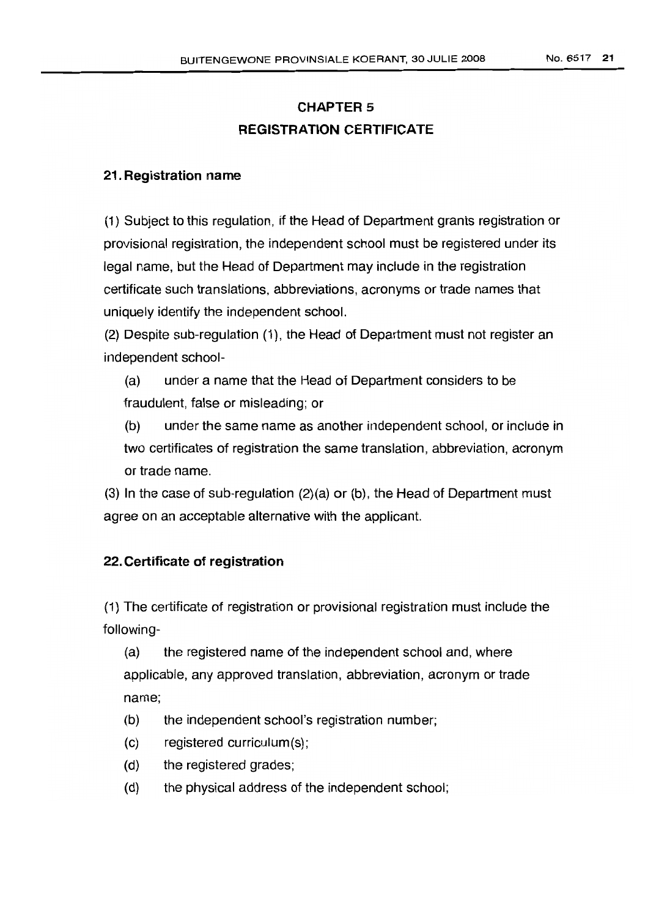# CHAPTER 5
# REGISTRATION CERTIFICATE

### 21. Registration name

(1) Subject to this regulation, if the Head of Department grants registration or provisional registration, the independent school must be registered under its legal name, but the Head of Department may include in the registration certificate such translations, abbreviations, acronyms or trade names that uniquely identify the independent school.

(2) Despite sub-regulation (1), the Head of Department must not register an independent school-

(a) under a name that the Head of Department considers to be fraudulent, false or misleading; or

(b) under the same name as another independent school, or include in two certificates of registration the same translation, abbreviation, acronym or trade name.

(3) In the case of sub-regulation (2)(a) or (b), the Head of Department must agree on an acceptable alternative with the applicant.

### 22. Certificate of registration

(1) The certificate of registration or provisional registration must include the following-

(a) the registered name of the independent school and, where applicable, any approved translation, abbreviation, acronym or trade name;

(b) the independent school's registration number;

(c) registered curriculum(s);

(d) the registered grades;

(d) the physical address of the independent school;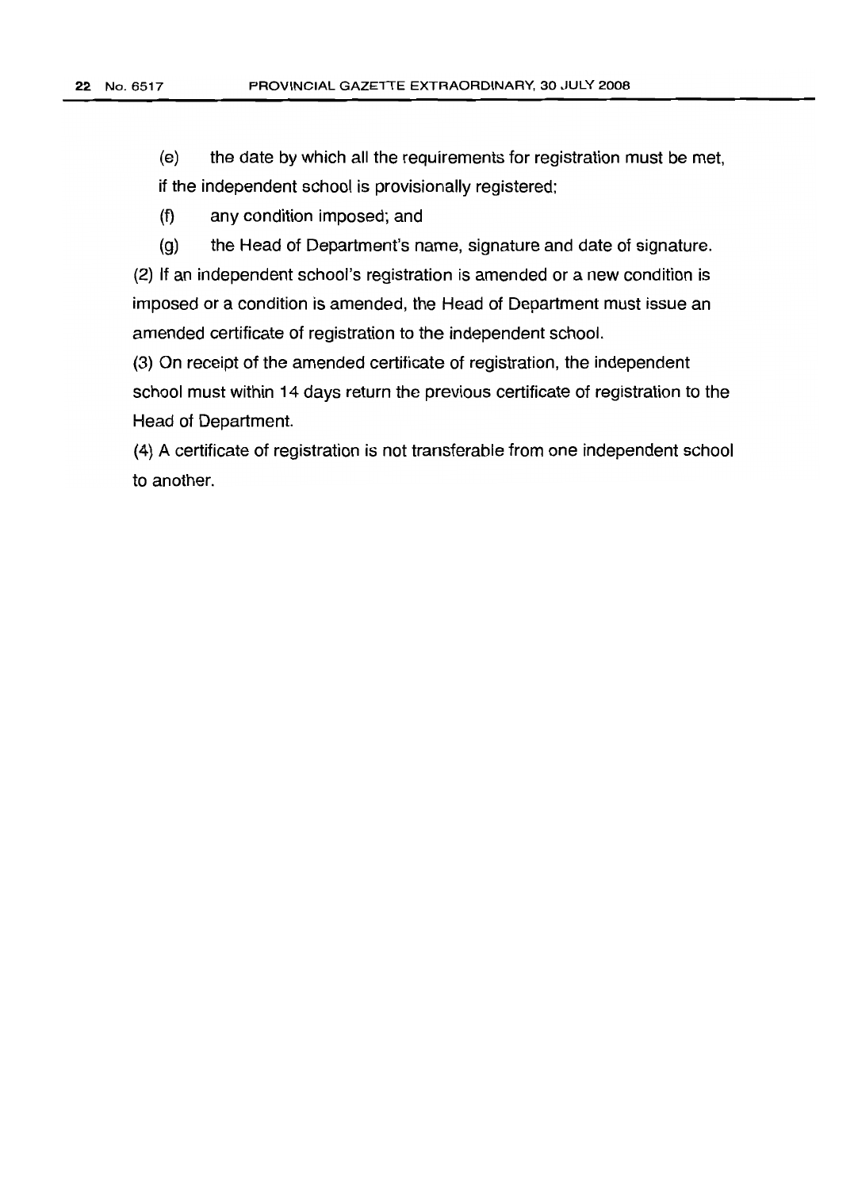(e) the date by which all the requirements for registration must be met, if the independent school is provisionally registered;

(f) any condition imposed; and

(g) the Head of Department's name, signature and date of signature.

(2) If an independent school's registration is amended or a new condition is imposed or a condition is amended, the Head of Department must issue an amended certificate of registration to the independent school.

(3) On receipt of the amended certificate of registration, the independent school must within 14 days return the previous certificate of registration to the Head of Department.

(4) A certificate of registration is not transferable from one independent school to another.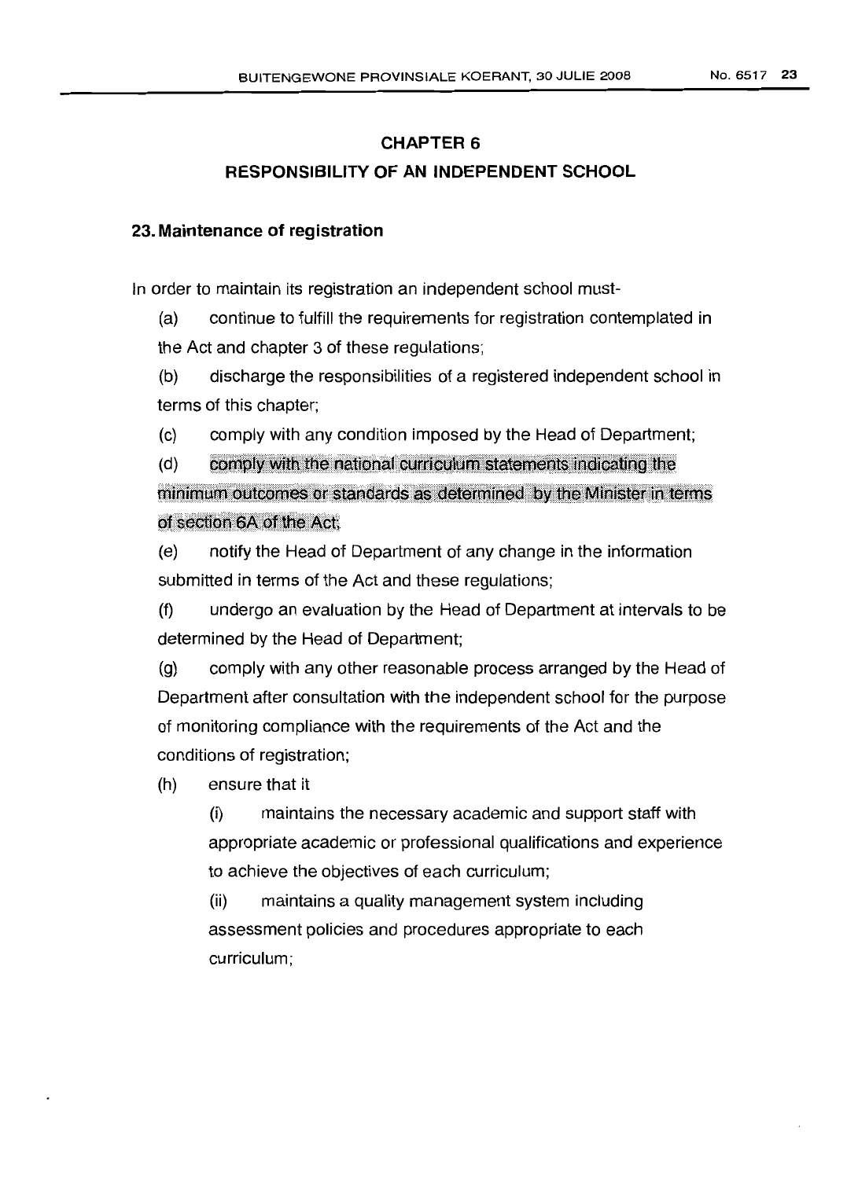## CHAPTER 6

## RESPONSIBILITY OF AN INDEPENDENT SCHOOL

### 23. Maintenance of registration

In order to maintain its registration an independent school must-

(a) continue to fulfill the requirements for registration contemplated in the Act and chapter 3 of these regulations;

(b) discharge the responsibilities of a registered independent school in terms of this chapter;

(c) comply with any condition imposed by the Head of Department;

(d) comply with the national curriculum statements indicating the minimum outcomes or standards as determined by the Minister in terms of section 6A of the Act;

(e) notify the Head of Department of any change in the information submitted in terms of the Act and these regulations;

(f) undergo an evaluation by the Head of Department at intervals to be determined by the Head of Department;

(g) comply with any other reasonable process arranged by the Head of Department after consultation with the independent school for the purpose of monitoring compliance with the requirements of the Act and the conditions of registration;

(h) ensure that it

(i) maintains the necessary academic and support staff with appropriate academic or professional qualifications and experience to achieve the objectives of each curriculum;

(ii) maintains a quality management system including assessment policies and procedures appropriate to each curriculum;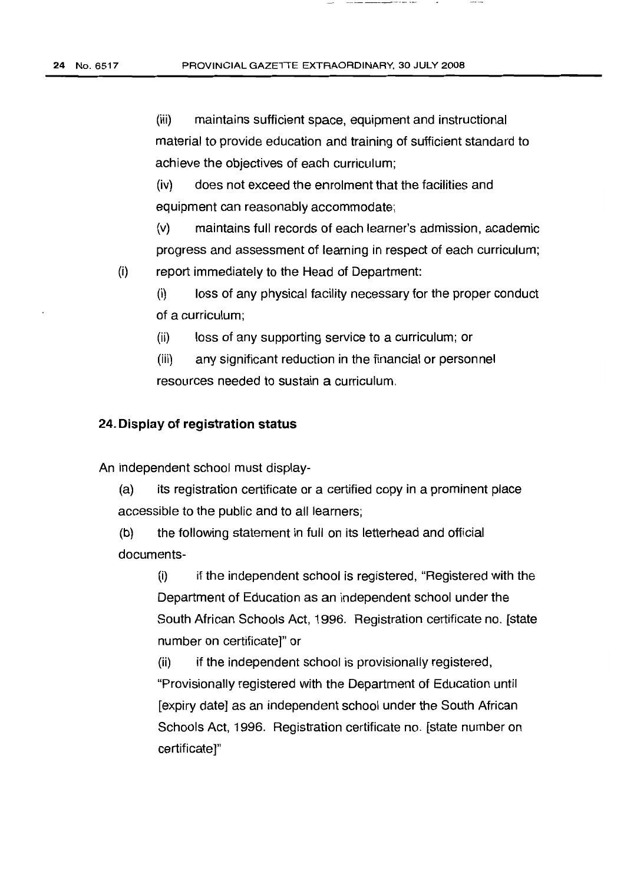(iii) maintains sufficient space, equipment and instructional material to provide education and training of sufficient standard to achieve the objectives of each curriculum;

(iv) does not exceed the enrolment that the facilities and equipment can reasonably accommodate;

(v) maintains full records of each learner's admission, academic progress and assessment of learning in respect of each curriculum;

(i) report immediately to the Head of Department:

(i) loss of any physical facility necessary for the proper conduct of a curriculum;

(ii) loss of any supporting service to a curriculum; or

(iii) any significant reduction in the financial or personnel resources needed to sustain a curriculum.

**24. Display of registration status**

An independent school must display-

(a) its registration certificate or a certified copy in a prominent place accessible to the public and to all learners;

(b) the following statement in full on its letterhead and official documents-

(i) if the independent school is registered, "Registered with the Department of Education as an independent school under the South African Schools Act, 1996. Registration certificate no. [state number on certificate]" or

(ii) if the independent school is provisionally registered, "Provisionally registered with the Department of Education until [expiry date] as an independent school under the South African Schools Act, 1996. Registration certificate no. [state number on certificate]"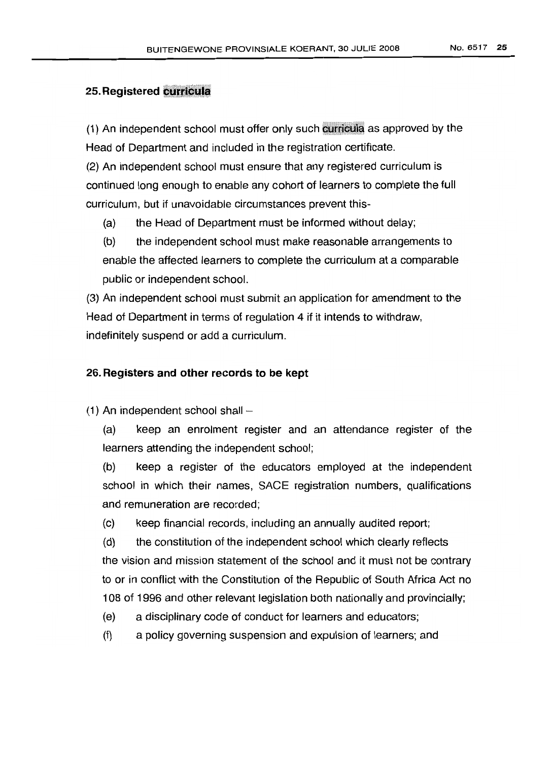## 25. Registered curricula

(1) An independent school must offer only such curricula as approved by the Head of Department and included in the registration certificate.

(2) An independent school must ensure that any registered curriculum is continued long enough to enable any cohort of learners to complete the full curriculum, but if unavoidable circumstances prevent this-

(a) the Head of Department must be informed without delay;

(b) the independent school must make reasonable arrangements to enable the affected learners to complete the curriculum at a comparable public or independent school.

(3) An independent school must submit an application for amendment to the Head of Department in terms of regulation 4 if it intends to withdraw, indefinitely suspend or add a curriculum.

## 26. Registers and other records to be kept

(1) An independent school shall –

(a) keep an enrolment register and an attendance register of the learners attending the independent school;

(b) keep a register of the educators employed at the independent school in which their names, SACE registration numbers, qualifications and remuneration are recorded;

(c) keep financial records, including an annually audited report;

(d) the constitution of the independent school which clearly reflects the vision and mission statement of the school and it must not be contrary to or in conflict with the Constitution of the Republic of South Africa Act no 108 of 1996 and other relevant legislation both nationally and provincially;

(e) a disciplinary code of conduct for learners and educators;

(f) a policy governing suspension and expulsion of learners; and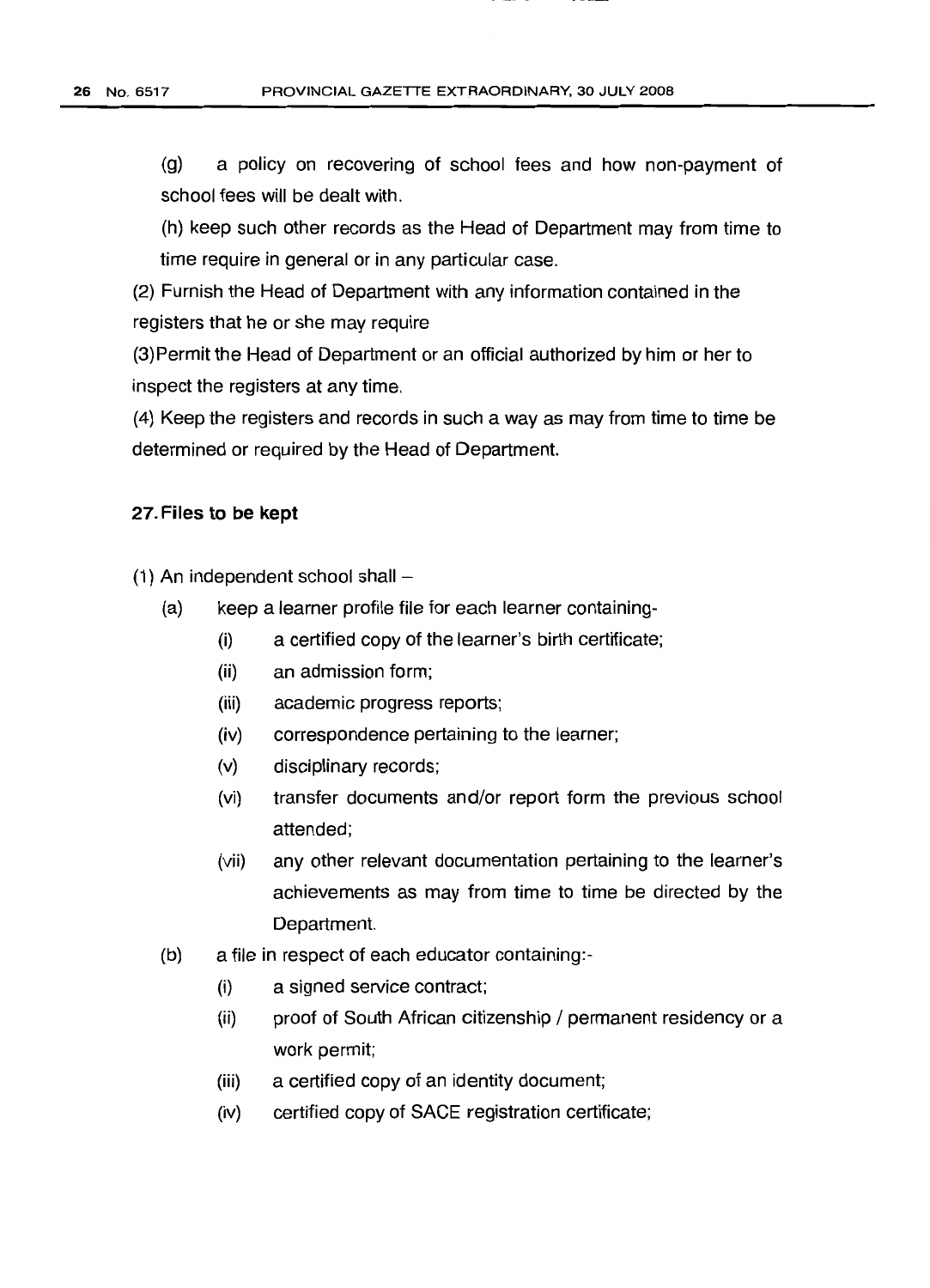(g) a policy on recovering of school fees and how non-payment of school fees will be dealt with.

(h) keep such other records as the Head of Department may from time to time require in general or in any particular case.

(2) Furnish the Head of Department with any information contained in the registers that he or she may require

(3)Permit the Head of Department or an official authorized by him or her to inspect the registers at any time.

(4) Keep the registers and records in such a way as may from time to time be determined or required by the Head of Department.

**27. Files to be kept**

(1) An independent school shall –

- (a) keep a learner profile file for each learner containing-
    - (i) a certified copy of the learner's birth certificate;
    - (ii) an admission form;
    - (iii) academic progress reports;
    - (iv) correspondence pertaining to the learner;
    - (v) disciplinary records;
    - (vi) transfer documents and/or report form the previous school attended;
    - (vii) any other relevant documentation pertaining to the learner's achievements as may from time to time be directed by the Department.
- (b) a file in respect of each educator containing:-
    - (i) a signed service contract;
    - (ii) proof of South African citizenship / permanent residency or a work permit;
    - (iii) a certified copy of an identity document;
    - (iv) certified copy of SACE registration certificate;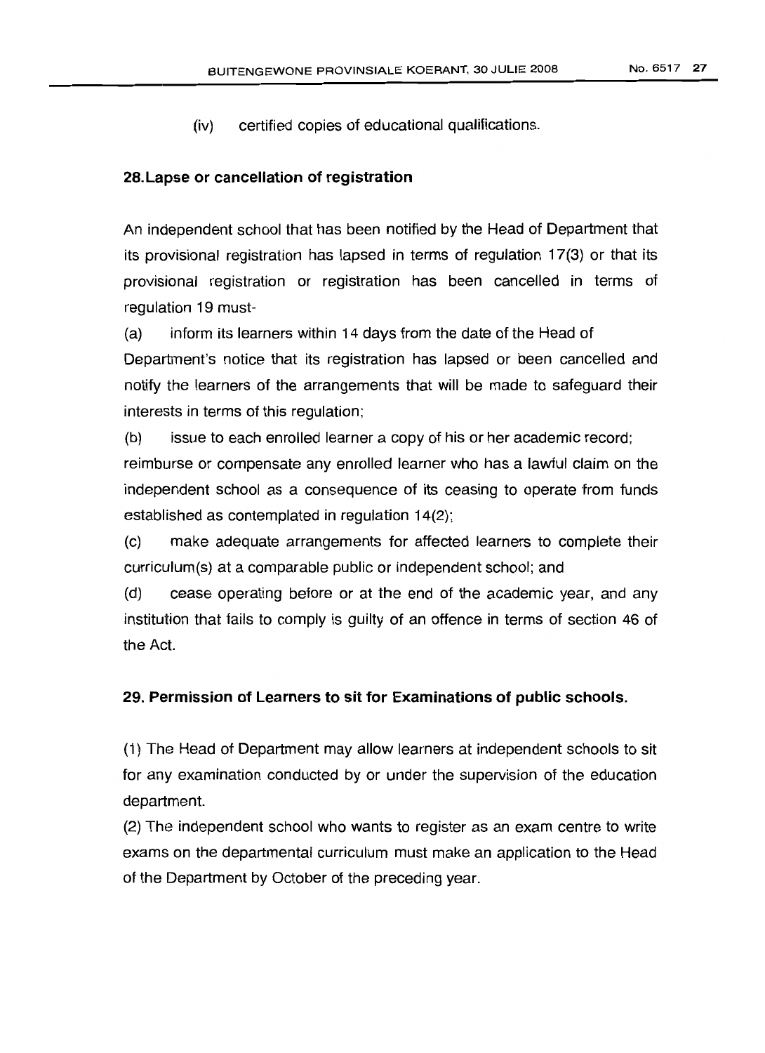(iv) certified copies of educational qualifications.

### 28. Lapse or cancellation of registration

An independent school that has been notified by the Head of Department that its provisional registration has lapsed in terms of regulation 17(3) or that its provisional registration or registration has been cancelled in terms of regulation 19 must-

(a) inform its learners within 14 days from the date of the Head of Department's notice that its registration has lapsed or been cancelled and notify the learners of the arrangements that will be made to safeguard their interests in terms of this regulation;

(b) issue to each enrolled learner a copy of his or her academic record; reimburse or compensate any enrolled learner who has a lawful claim on the independent school as a consequence of its ceasing to operate from funds established as contemplated in regulation 14(2);

(c) make adequate arrangements for affected learners to complete their curriculum(s) at a comparable public or independent school; and

(d) cease operating before or at the end of the academic year, and any institution that fails to comply is guilty of an offence in terms of section 46 of the Act.

### 29. Permission of Learners to sit for Examinations of public schools.

(1) The Head of Department may allow learners at independent schools to sit for any examination conducted by or under the supervision of the education department.

(2) The independent school who wants to register as an exam centre to write exams on the departmental curriculum must make an application to the Head of the Department by October of the preceding year.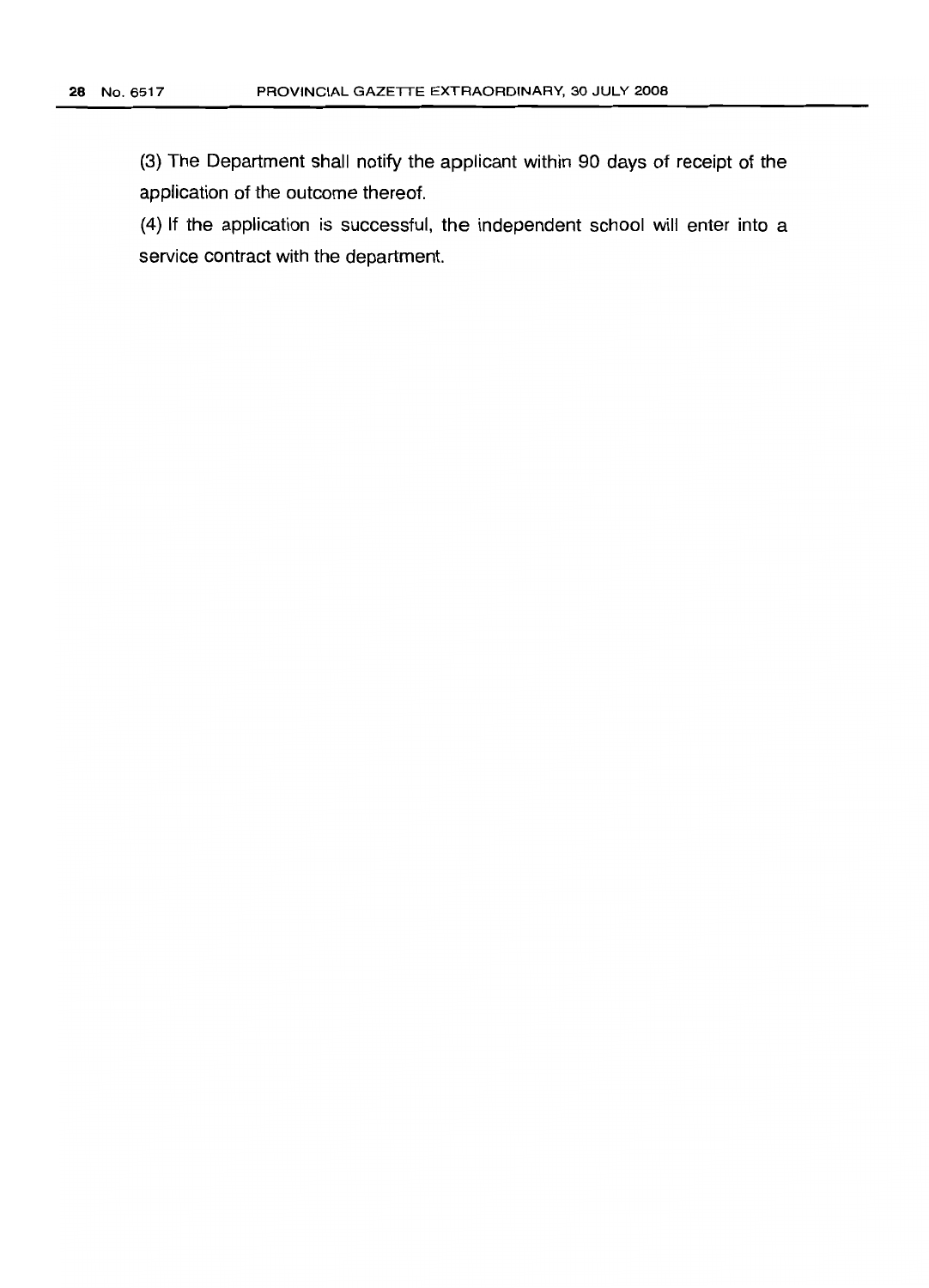(3) The Department shall notify the applicant within 90 days of receipt of the application of the outcome thereof.

(4) If the application is successful, the independent school will enter into a service contract with the department.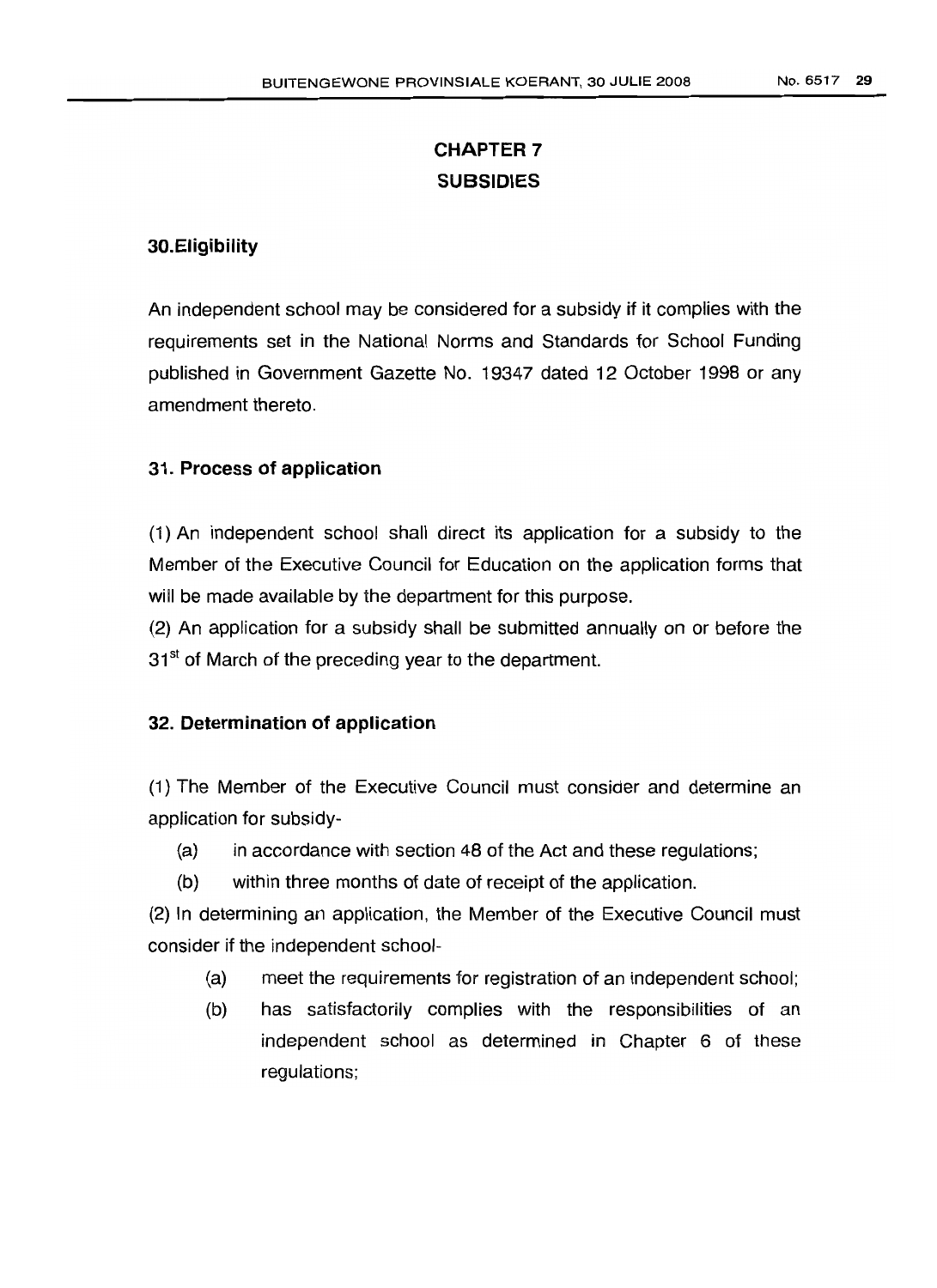# CHAPTER 7
# SUBSIDIES

### 30.Eligibility

An independent school may be considered for a subsidy if it complies with the requirements set in the National Norms and Standards for School Funding published in Government Gazette No. 19347 dated 12 October 1998 or any amendment thereto.

### 31. Process of application

(1) An independent school shall direct its application for a subsidy to the Member of the Executive Council for Education on the application forms that will be made available by the department for this purpose.

(2) An application for a subsidy shall be submitted annually on or before the 31st of March of the preceding year to the department.

### 32. Determination of application

(1) The Member of the Executive Council must consider and determine an application for subsidy-

- (a) in accordance with section 48 of the Act and these regulations;
- (b) within three months of date of receipt of the application.

(2) In determining an application, the Member of the Executive Council must consider if the independent school-

- (a) meet the requirements for registration of an independent school;
- (b) has satisfactorily complies with the responsibilities of an independent school as determined in Chapter 6 of these regulations;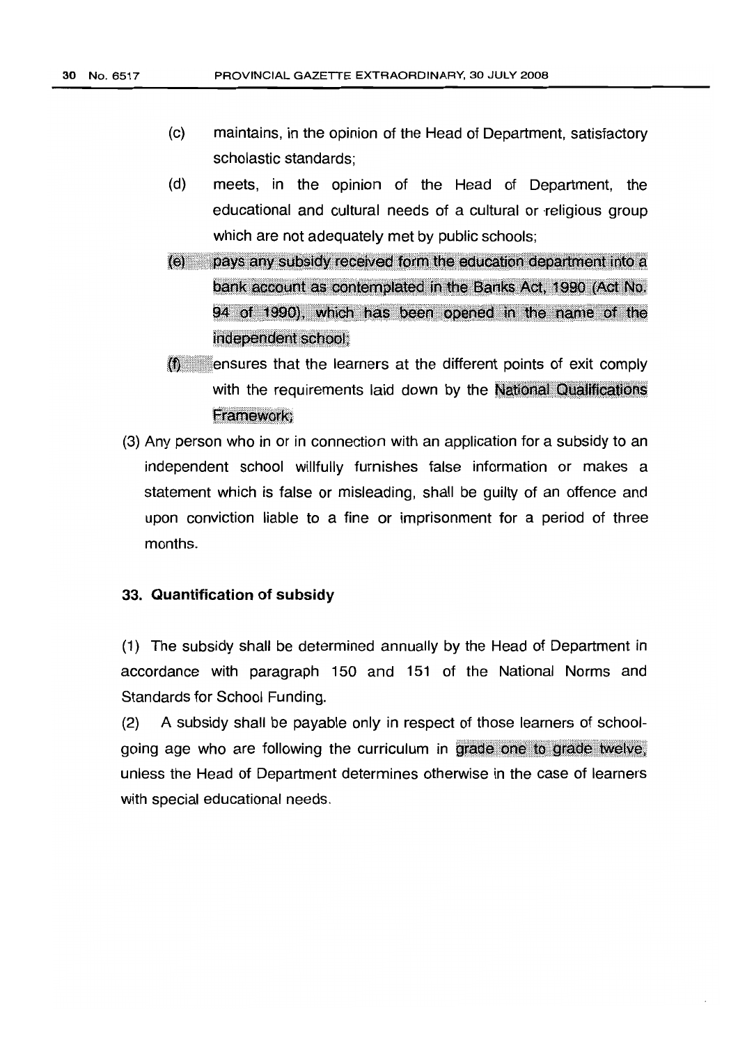(c) maintains, in the opinion of the Head of Department, satisfactory scholastic standards;

(d) meets, in the opinion of the Head of Department, the educational and cultural needs of a cultural or religious group which are not adequately met by public schools;

(e) pays any subsidy received form the education department into a bank account as contemplated in the Banks Act, 1990 (Act No. 94 of 1990), which has been opened in the name of the independent school;

(f) ensures that the learners at the different points of exit comply with the requirements laid down by the National Qualifications Framework;

(3) Any person who in or in connection with an application for a subsidy to an independent school willfully furnishes false information or makes a statement which is false or misleading, shall be guilty of an offence and upon conviction liable to a fine or imprisonment for a period of three months.

**33. Quantification of subsidy**

(1) The subsidy shall be determined annually by the Head of Department in accordance with paragraph 150 and 151 of the National Norms and Standards for School Funding.

(2) A subsidy shall be payable only in respect of those learners of school-going age who are following the curriculum in grade one to grade twelve, unless the Head of Department determines otherwise in the case of learners with special educational needs.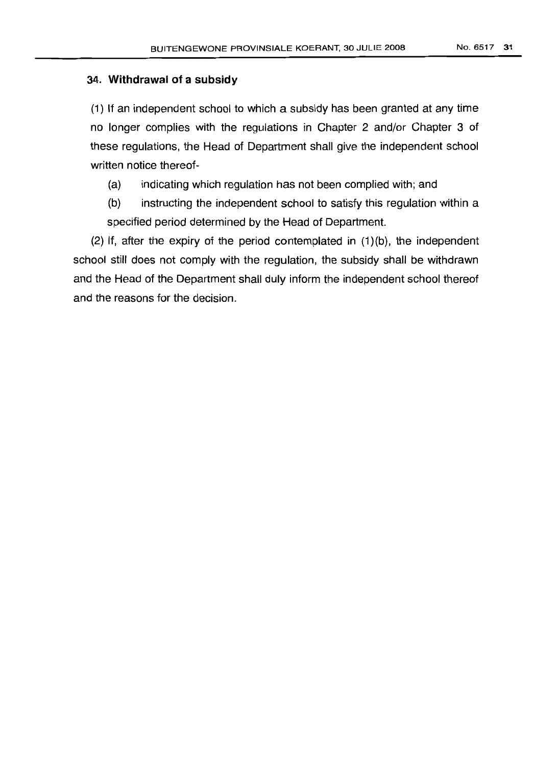### 34. Withdrawal of a subsidy

(1) If an independent school to which a subsidy has been granted at any time no longer complies with the regulations in Chapter 2 and/or Chapter 3 of these regulations, the Head of Department shall give the independent school written notice thereof-

(a) indicating which regulation has not been complied with; and

(b) instructing the independent school to satisfy this regulation within a specified period determined by the Head of Department.

(2) If, after the expiry of the period contemplated in (1)(b), the independent school still does not comply with the regulation, the subsidy shall be withdrawn and the Head of the Department shall duly inform the independent school thereof and the reasons for the decision.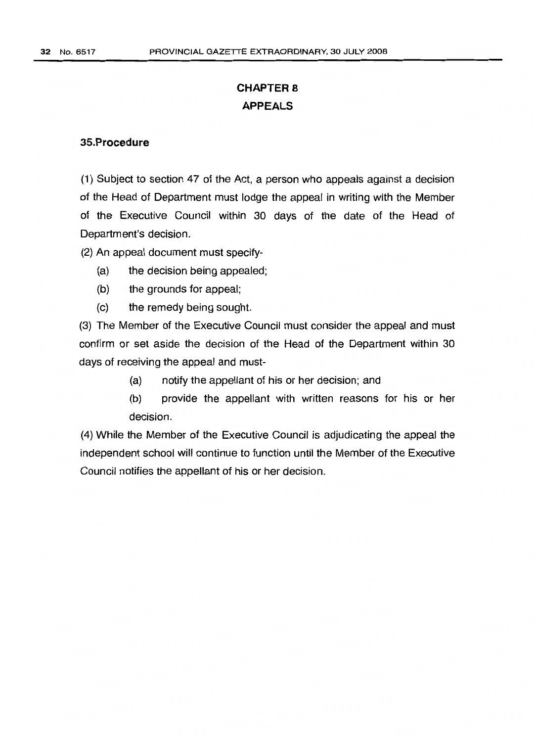# CHAPTER 8
# APPEALS

### 35.Procedure

(1) Subject to section 47 of the Act, a person who appeals against a decision of the Head of Department must lodge the appeal in writing with the Member of the Executive Council within 30 days of the date of the Head of Department's decision.

(2) An appeal document must specify-

- (a) the decision being appealed;
- (b) the grounds for appeal;
- (c) the remedy being sought.

(3) The Member of the Executive Council must consider the appeal and must confirm or set aside the decision of the Head of the Department within 30 days of receiving the appeal and must-

- (a) notify the appellant of his or her decision; and
- (b) provide the appellant with written reasons for his or her decision.

(4) While the Member of the Executive Council is adjudicating the appeal the independent school will continue to function until the Member of the Executive Council notifies the appellant of his or her decision.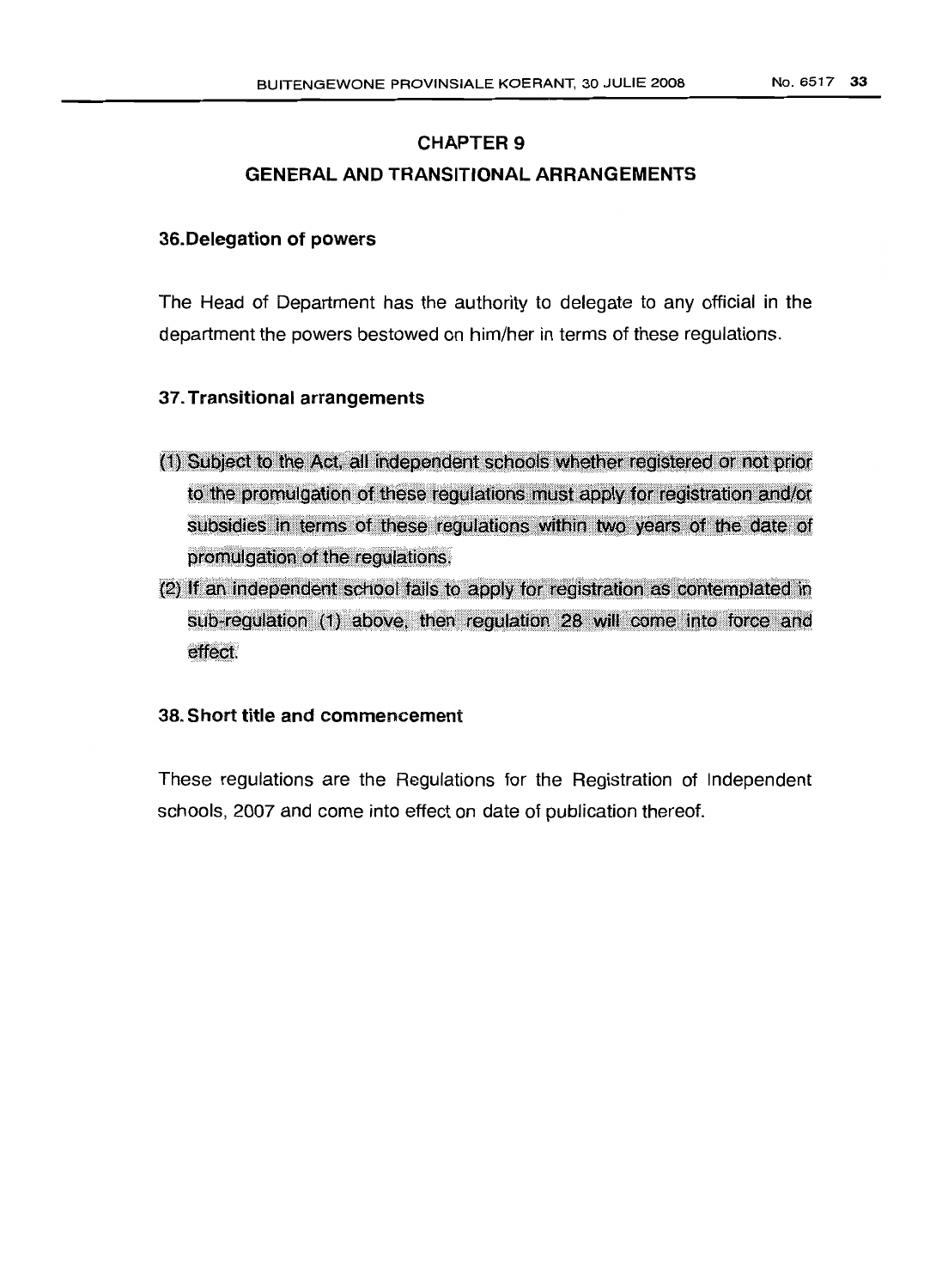# CHAPTER 9

## GENERAL AND TRANSITIONAL ARRANGEMENTS

### 36. Delegation of powers

The Head of Department has the authority to delegate to any official in the department the powers bestowed on him/her in terms of these regulations.

### 37. Transitional arrangements

(1) Subject to the Act, all independent schools whether registered or not prior to the promulgation of these regulations must apply for registration and/or subsidies in terms of these regulations within two years of the date of promulgation of the regulations.

(2) If an independent school fails to apply for registration as contemplated in sub-regulation (1) above, then regulation 28 will come into force and effect.

### 38. Short title and commencement

These regulations are the Regulations for the Registration of Independent schools, 2007 and come into effect on date of publication thereof.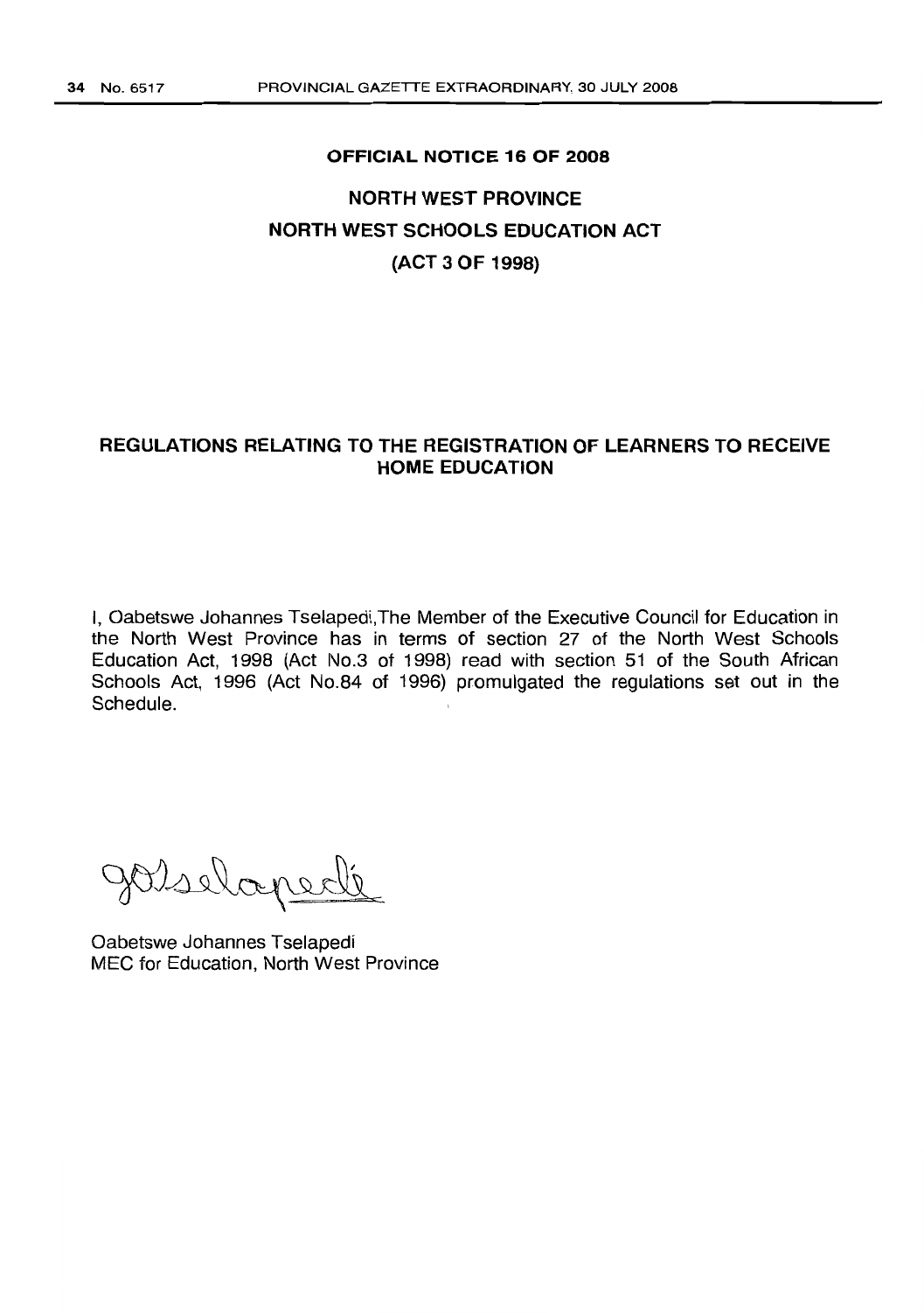**OFFICIAL NOTICE 16 OF 2008**

**NORTH WEST PROVINCE**

**NORTH WEST SCHOOLS EDUCATION ACT**

**(ACT 3 OF 1998)**

## REGULATIONS RELATING TO THE REGISTRATION OF LEARNERS TO RECEIVE HOME EDUCATION

I, Oabetswe Johannes Tselapedi,The Member of the Executive Council for Education in the North West Province has in terms of section 27 of the North West Schools Education Act, 1998 (Act No.3 of 1998) read with section 51 of the South African Schools Act, 1996 (Act No.84 of 1996) promulgated the regulations set out in the Schedule.

Oabetswe Johannes Tselapedi
MEC for Education, North West Province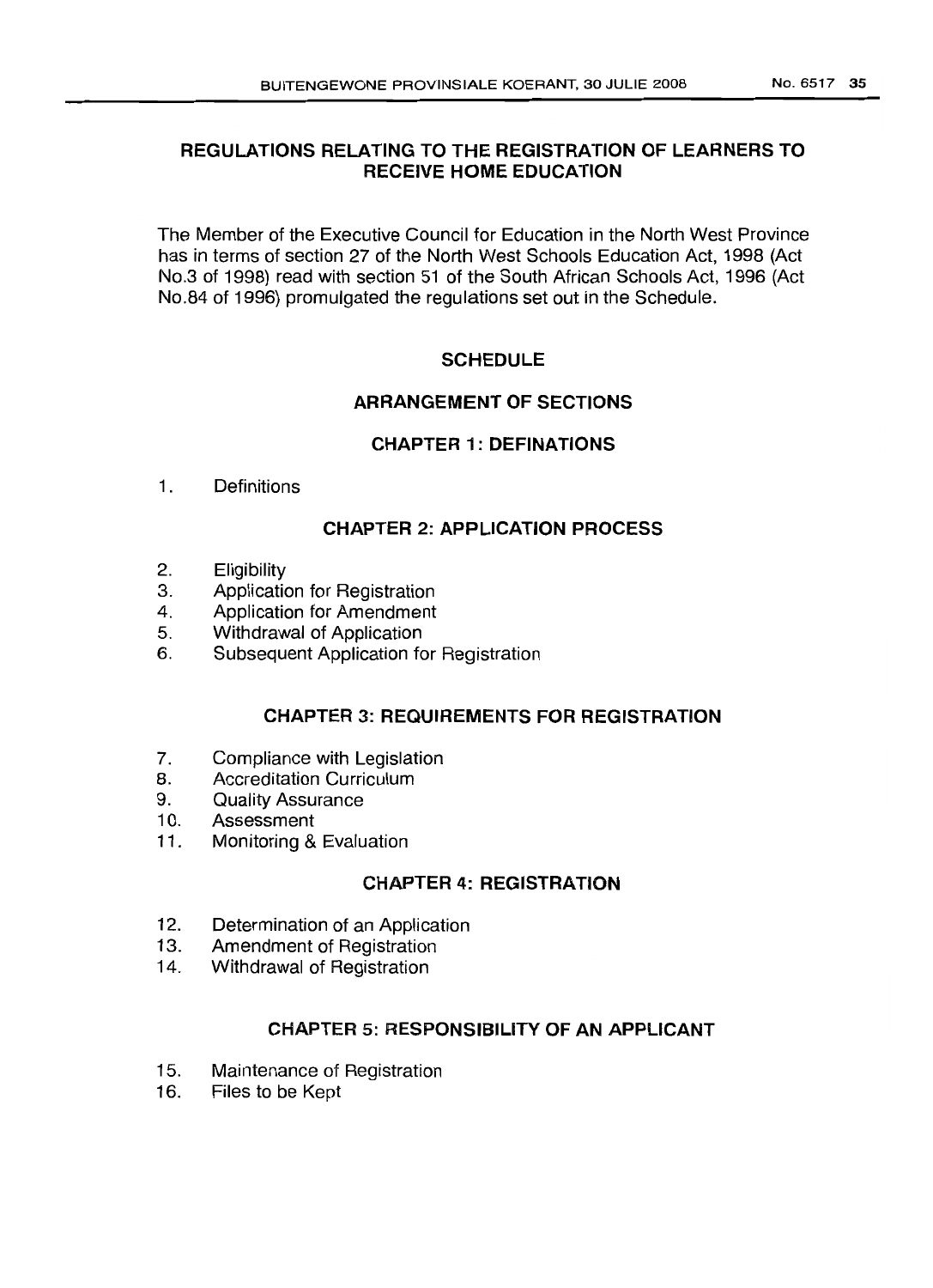## REGULATIONS RELATING TO THE REGISTRATION OF LEARNERS TO RECEIVE HOME EDUCATION

The Member of the Executive Council for Education in the North West Province has in terms of section 27 of the North West Schools Education Act, 1998 (Act No.3 of 1998) read with section 51 of the South African Schools Act, 1996 (Act No.84 of 1996) promulgated the regulations set out in the Schedule.

### SCHEDULE

### ARRANGEMENT OF SECTIONS

### CHAPTER 1: DEFINATIONS

1. Definitions

### CHAPTER 2: APPLICATION PROCESS

2. Eligibility
3. Application for Registration
4. Application for Amendment
5. Withdrawal of Application
6. Subsequent Application for Registration

### CHAPTER 3: REQUIREMENTS FOR REGISTRATION

7. Compliance with Legislation
8. Accreditation Curriculum
9. Quality Assurance
10. Assessment
11. Monitoring & Evaluation

### CHAPTER 4: REGISTRATION

12. Determination of an Application
13. Amendment of Registration
14. Withdrawal of Registration

### CHAPTER 5: RESPONSIBILITY OF AN APPLICANT

15. Maintenance of Registration
16. Files to be Kept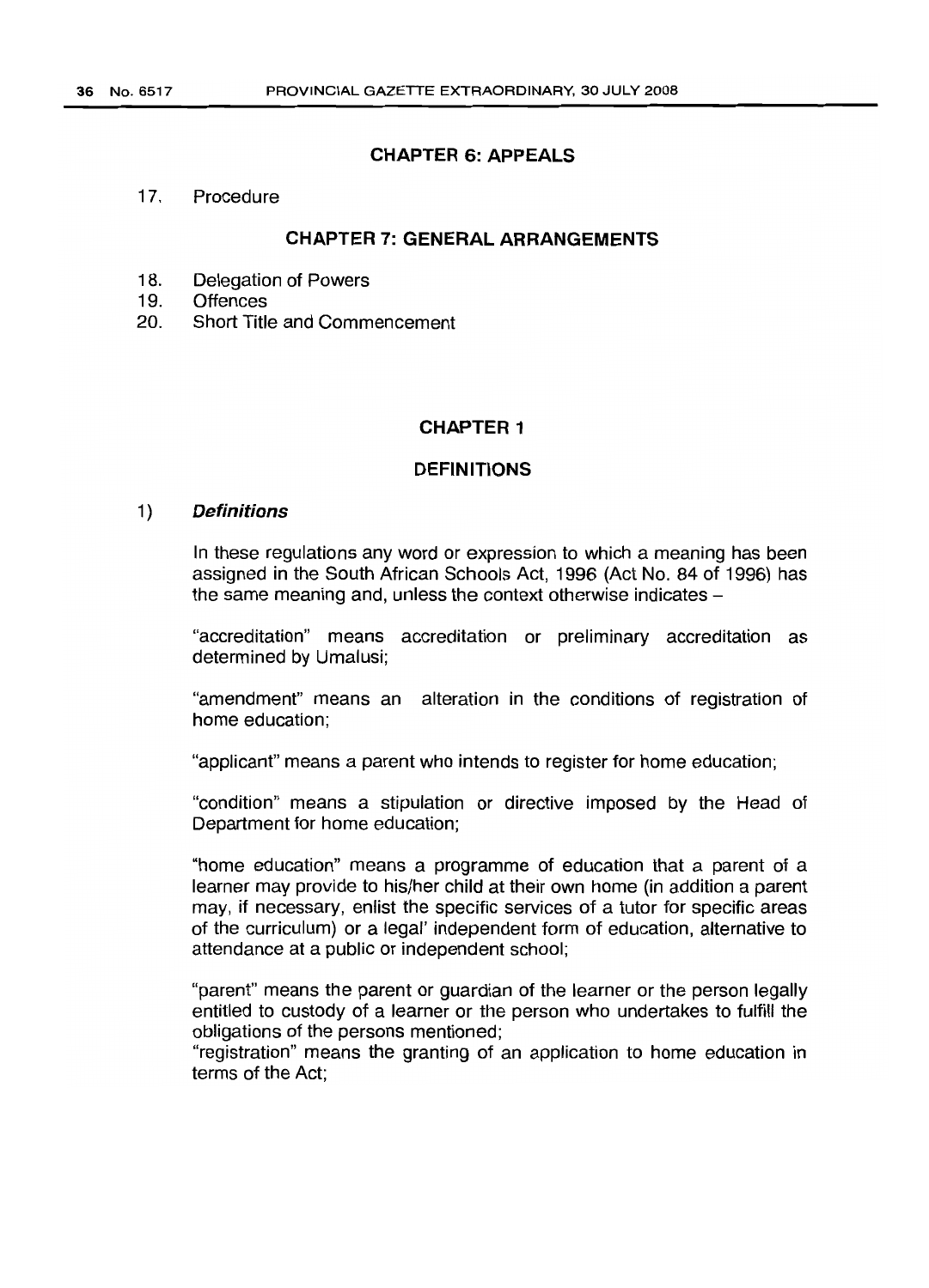**CHAPTER 6: APPEALS**

17. Procedure

**CHAPTER 7: GENERAL ARRANGEMENTS**

18. Delegation of Powers
19. Offences
20. Short Title and Commencement

## CHAPTER 1

## DEFINITIONS

1) ***Definitions***

In these regulations any word or expression to which a meaning has been assigned in the South African Schools Act, 1996 (Act No. 84 of 1996) has the same meaning and, unless the context otherwise indicates –

"accreditation" means accreditation or preliminary accreditation as determined by Umalusi;

"amendment" means an alteration in the conditions of registration of home education;

"applicant" means a parent who intends to register for home education;

"condition" means a stipulation or directive imposed by the Head of Department for home education;

"home education" means a programme of education that a parent of a learner may provide to his/her child at their own home (in addition a parent may, if necessary, enlist the specific services of a tutor for specific areas of the curriculum) or a legal' independent form of education, alternative to attendance at a public or independent school;

"parent" means the parent or guardian of the learner or the person legally entitled to custody of a learner or the person who undertakes to fulfill the obligations of the persons mentioned;

"registration" means the granting of an application to home education in terms of the Act;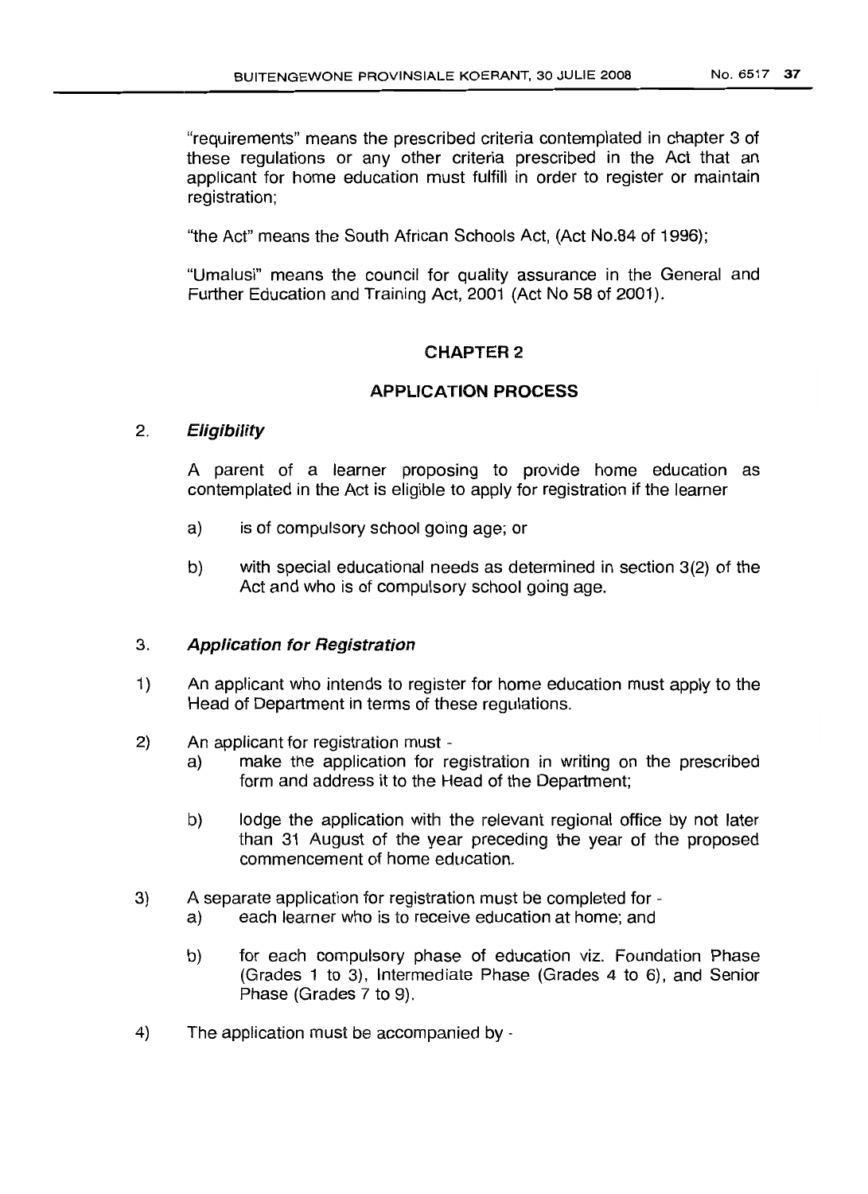"requirements" means the prescribed criteria contemplated in chapter 3 of these regulations or any other criteria prescribed in the Act that an applicant for home education must fulfill in order to register or maintain registration;

"the Act" means the South African Schools Act, (Act No.84 of 1996);

"Umalusi" means the council for quality assurance in the General and Further Education and Training Act, 2001 (Act No 58 of 2001).

## CHAPTER 2

## APPLICATION PROCESS

2. ***Eligibility***

A parent of a learner proposing to provide home education as contemplated in the Act is eligible to apply for registration if the learner

a) is of compulsory school going age; or

b) with special educational needs as determined in section 3(2) of the Act and who is of compulsory school going age.

3. ***Application for Registration***

1) An applicant who intends to register for home education must apply to the Head of Department in terms of these regulations.

2) An applicant for registration must -
   a) make the application for registration in writing on the prescribed form and address it to the Head of the Department;

   b) lodge the application with the relevant regional office by not later than 31 August of the year preceding the year of the proposed commencement of home education.

3) A separate application for registration must be completed for -
   a) each learner who is to receive education at home; and

   b) for each compulsory phase of education viz. Foundation Phase (Grades 1 to 3), Intermediate Phase (Grades 4 to 6), and Senior Phase (Grades 7 to 9).

4) The application must be accompanied by -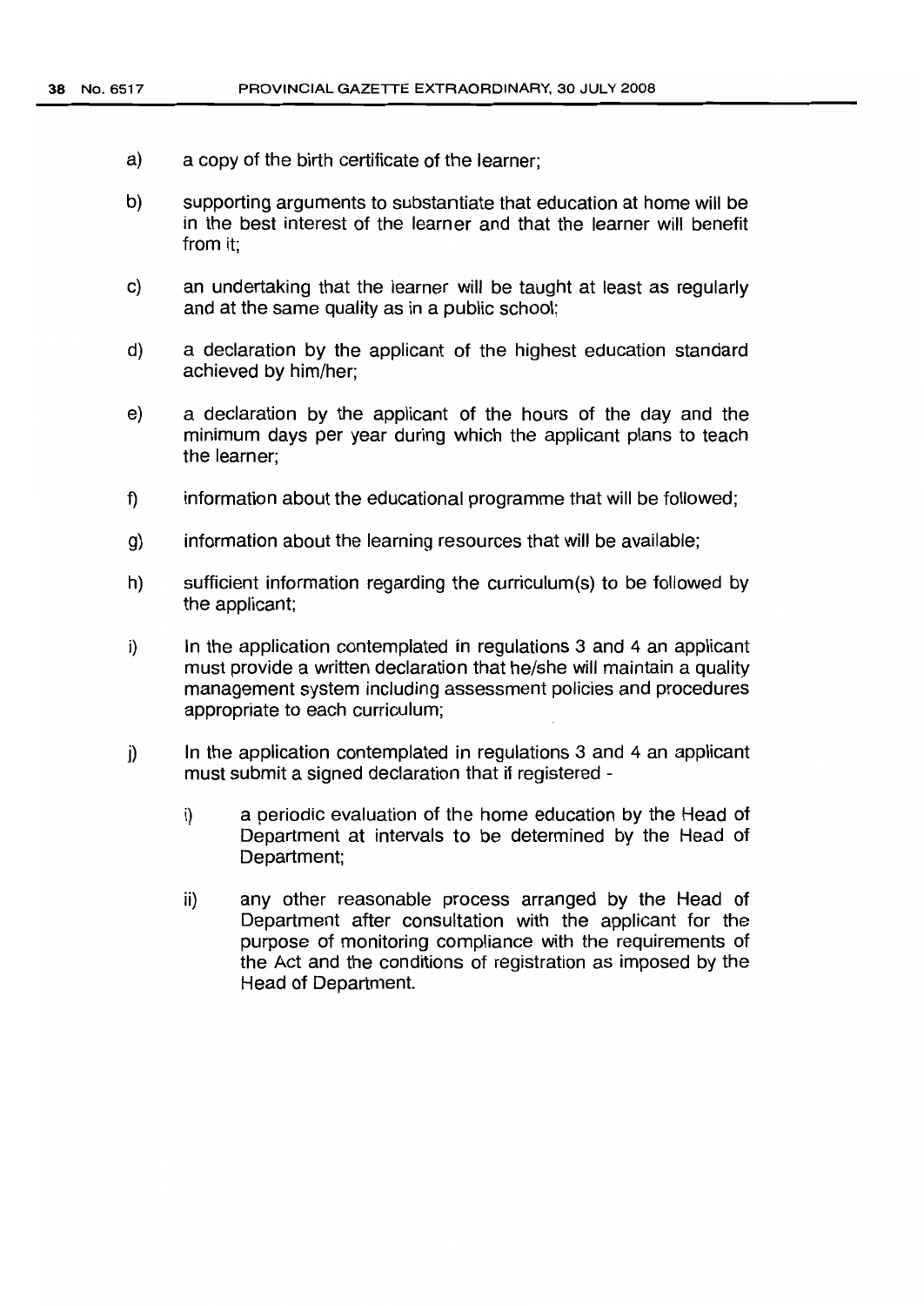a) a copy of the birth certificate of the learner;

b) supporting arguments to substantiate that education at home will be in the best interest of the learner and that the learner will benefit from it;

c) an undertaking that the learner will be taught at least as regularly and at the same quality as in a public school;

d) a declaration by the applicant of the highest education standard achieved by him/her;

e) a declaration by the applicant of the hours of the day and the minimum days per year during which the applicant plans to teach the learner;

f) information about the educational programme that will be followed;

g) information about the learning resources that will be available;

h) sufficient information regarding the curriculum(s) to be followed by the applicant;

i) In the application contemplated in regulations 3 and 4 an applicant must provide a written declaration that he/she will maintain a quality management system including assessment policies and procedures appropriate to each curriculum;

j) In the application contemplated in regulations 3 and 4 an applicant must submit a signed declaration that if registered -

   i) a periodic evaluation of the home education by the Head of Department at intervals to be determined by the Head of Department;

   ii) any other reasonable process arranged by the Head of Department after consultation with the applicant for the purpose of monitoring compliance with the requirements of the Act and the conditions of registration as imposed by the Head of Department.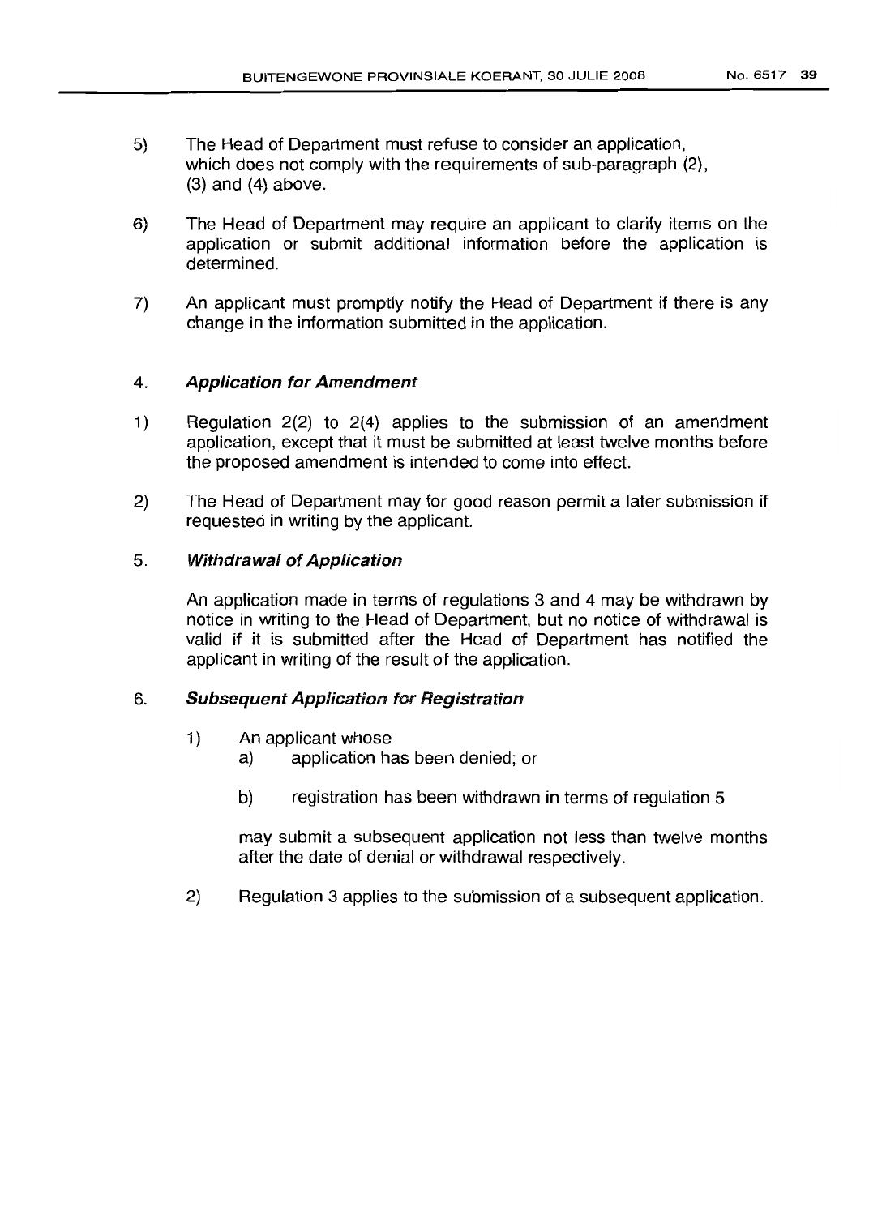5) The Head of Department must refuse to consider an application, which does not comply with the requirements of sub-paragraph (2), (3) and (4) above.

6) The Head of Department may require an applicant to clarify items on the application or submit additional information before the application is determined.

7) An applicant must promptly notify the Head of Department if there is any change in the information submitted in the application.

### 4. *Application for Amendment*

1) Regulation 2(2) to 2(4) applies to the submission of an amendment application, except that it must be submitted at least twelve months before the proposed amendment is intended to come into effect.

2) The Head of Department may for good reason permit a later submission if requested in writing by the applicant.

### 5. *Withdrawal of Application*

An application made in terms of regulations 3 and 4 may be withdrawn by notice in writing to the Head of Department, but no notice of withdrawal is valid if it is submitted after the Head of Department has notified the applicant in writing of the result of the application.

### 6. *Subsequent Application for Registration*

1) An applicant whose
   a) application has been denied; or

   b) registration has been withdrawn in terms of regulation 5

   may submit a subsequent application not less than twelve months after the date of denial or withdrawal respectively.

2) Regulation 3 applies to the submission of a subsequent application.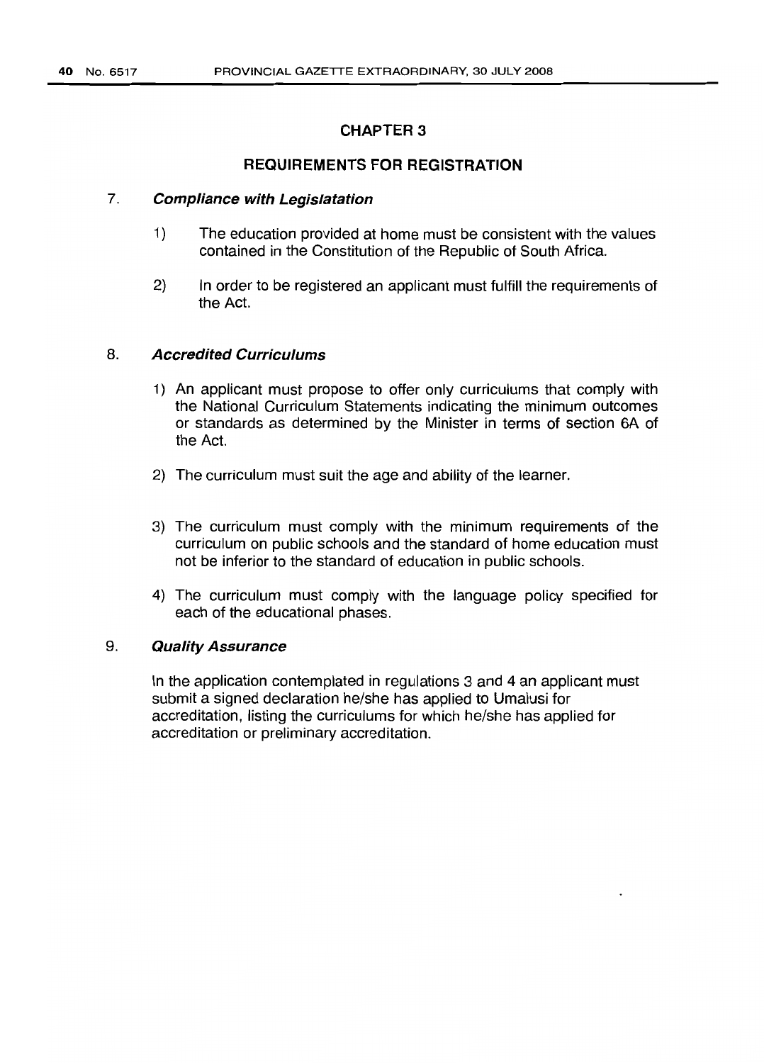## CHAPTER 3

## REQUIREMENTS FOR REGISTRATION

7. ***Compliance with Legislatation***

    1) The education provided at home must be consistent with the values contained in the Constitution of the Republic of South Africa.

    2) In order to be registered an applicant must fulfill the requirements of the Act.

8. ***Accredited Curriculums***

    1) An applicant must propose to offer only curriculums that comply with the National Curriculum Statements indicating the minimum outcomes or standards as determined by the Minister in terms of section 6A of the Act.

    2) The curriculum must suit the age and ability of the learner.

    3) The curriculum must comply with the minimum requirements of the curriculum on public schools and the standard of home education must not be inferior to the standard of education in public schools.

    4) The curriculum must comply with the language policy specified for each of the educational phases.

9. ***Quality Assurance***

    In the application contemplated in regulations 3 and 4 an applicant must submit a signed declaration he/she has applied to Umalusi for accreditation, listing the curriculums for which he/she has applied for accreditation or preliminary accreditation.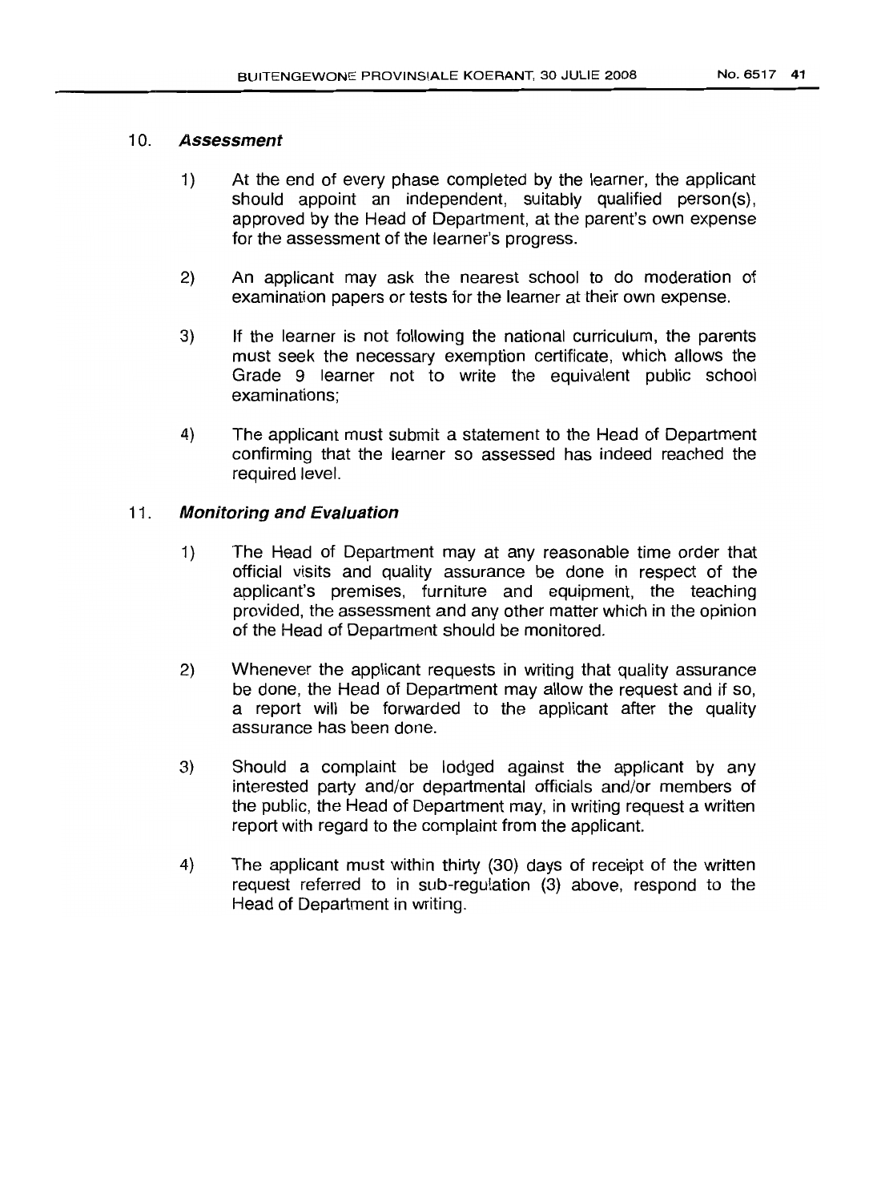## 10. *Assessment*

1) At the end of every phase completed by the learner, the applicant should appoint an independent, suitably qualified person(s), approved by the Head of Department, at the parent's own expense for the assessment of the learner's progress.

2) An applicant may ask the nearest school to do moderation of examination papers or tests for the learner at their own expense.

3) If the learner is not following the national curriculum, the parents must seek the necessary exemption certificate, which allows the Grade 9 learner not to write the equivalent public school examinations;

4) The applicant must submit a statement to the Head of Department confirming that the learner so assessed has indeed reached the required level.

## 11. *Monitoring and Evaluation*

1) The Head of Department may at any reasonable time order that official visits and quality assurance be done in respect of the applicant's premises, furniture and equipment, the teaching provided, the assessment and any other matter which in the opinion of the Head of Department should be monitored.

2) Whenever the applicant requests in writing that quality assurance be done, the Head of Department may allow the request and if so, a report will be forwarded to the applicant after the quality assurance has been done.

3) Should a complaint be lodged against the applicant by any interested party and/or departmental officials and/or members of the public, the Head of Department may, in writing request a written report with regard to the complaint from the applicant.

4) The applicant must within thirty (30) days of receipt of the written request referred to in sub-regulation (3) above, respond to the Head of Department in writing.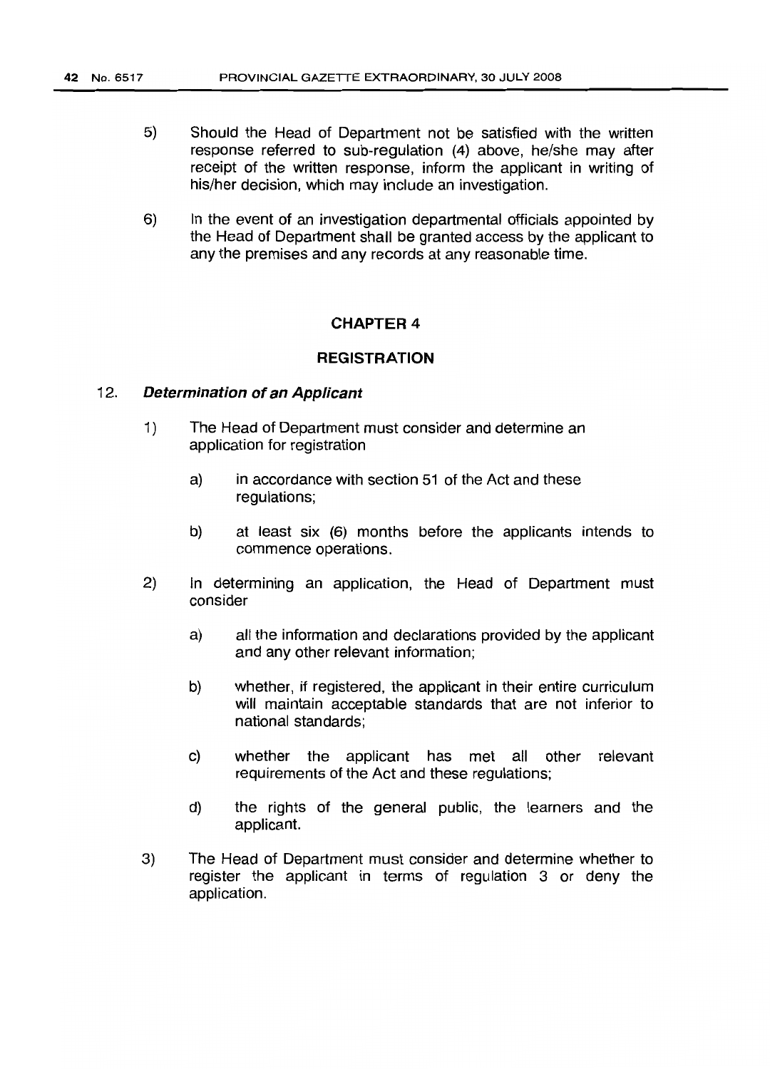5) Should the Head of Department not be satisfied with the written response referred to sub-regulation (4) above, he/she may after receipt of the written response, inform the applicant in writing of his/her decision, which may include an investigation.

6) In the event of an investigation departmental officials appointed by the Head of Department shall be granted access by the applicant to any the premises and any records at any reasonable time.

## CHAPTER 4

## REGISTRATION

12. ***Determination of an Applicant***

1) The Head of Department must consider and determine an application for registration

   a) in accordance with section 51 of the Act and these regulations;

   b) at least six (6) months before the applicants intends to commence operations.

2) In determining an application, the Head of Department must consider

   a) all the information and declarations provided by the applicant and any other relevant information;

   b) whether, if registered, the applicant in their entire curriculum will maintain acceptable standards that are not inferior to national standards;

   c) whether the applicant has met all other relevant requirements of the Act and these regulations;

   d) the rights of the general public, the learners and the applicant.

3) The Head of Department must consider and determine whether to register the applicant in terms of regulation 3 or deny the application.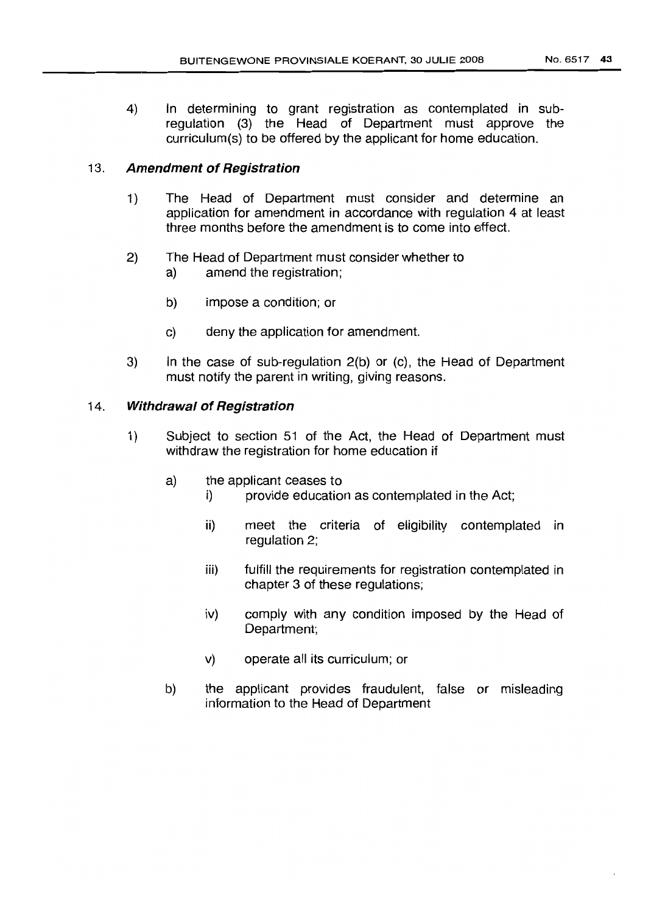4) In determining to grant registration as contemplated in sub-regulation (3) the Head of Department must approve the curriculum(s) to be offered by the applicant for home education.

### 13. *Amendment of Registration*

1) The Head of Department must consider and determine an application for amendment in accordance with regulation 4 at least three months before the amendment is to come into effect.

2) The Head of Department must consider whether to
   a) amend the registration;

   b) impose a condition; or

   c) deny the application for amendment.

3) In the case of sub-regulation 2(b) or (c), the Head of Department must notify the parent in writing, giving reasons.

### 14. *Withdrawal of Registration*

1) Subject to section 51 of the Act, the Head of Department must withdraw the registration for home education if

   a) the applicant ceases to
      i) provide education as contemplated in the Act;

      ii) meet the criteria of eligibility contemplated in regulation 2;

      iii) fulfill the requirements for registration contemplated in chapter 3 of these regulations;

      iv) comply with any condition imposed by the Head of Department;

      v) operate all its curriculum; or

   b) the applicant provides fraudulent, false or misleading information to the Head of Department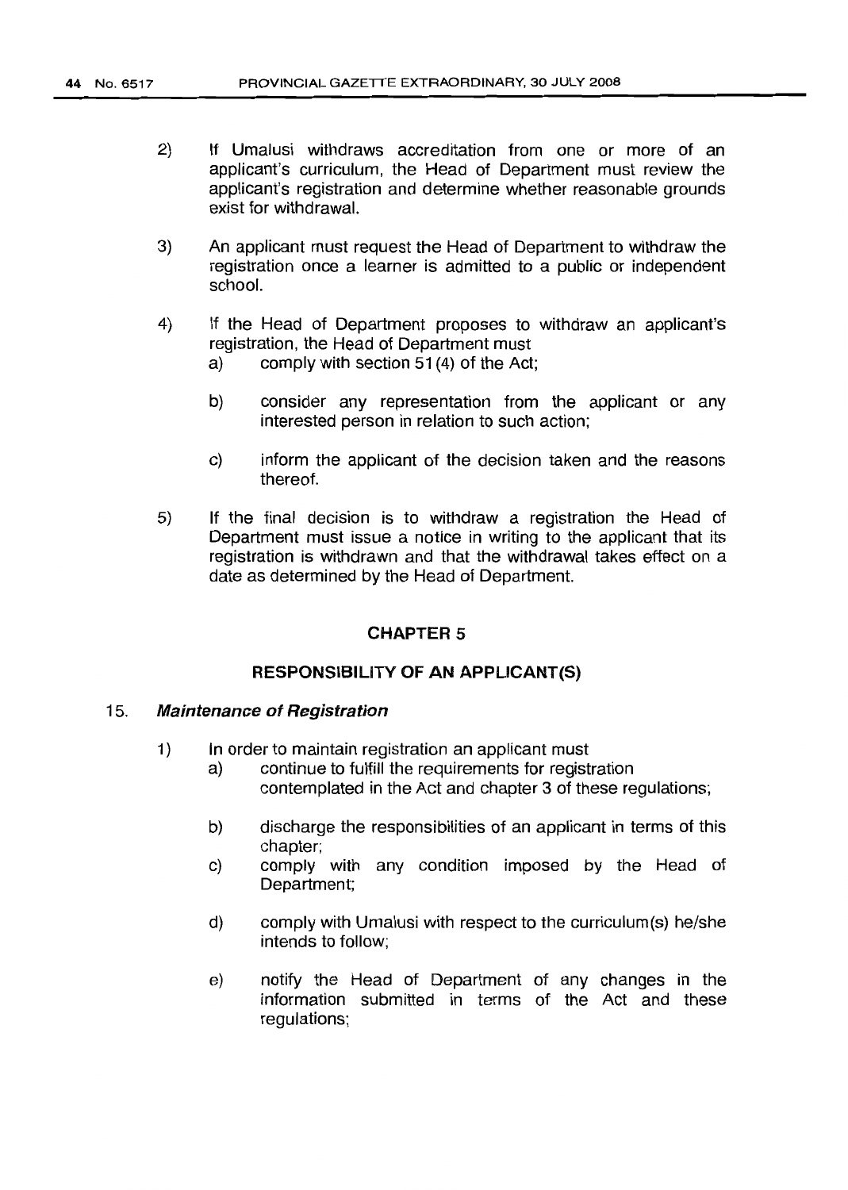2) If Umalusi withdraws accreditation from one or more of an applicant's curriculum, the Head of Department must review the applicant's registration and determine whether reasonable grounds exist for withdrawal.

3) An applicant must request the Head of Department to withdraw the registration once a learner is admitted to a public or independent school.

4) If the Head of Department proposes to withdraw an applicant's registration, the Head of Department must
   a) comply with section 51 (4) of the Act;
   b) consider any representation from the applicant or any interested person in relation to such action;
   c) inform the applicant of the decision taken and the reasons thereof.

5) If the final decision is to withdraw a registration the Head of Department must issue a notice in writing to the applicant that its registration is withdrawn and that the withdrawal takes effect on a date as determined by the Head of Department.

## CHAPTER 5

## RESPONSIBILITY OF AN APPLICANT(S)

### 15. *Maintenance of Registration*

1) In order to maintain registration an applicant must
   a) continue to fulfill the requirements for registration contemplated in the Act and chapter 3 of these regulations;
   b) discharge the responsibilities of an applicant in terms of this chapter;
   c) comply with any condition imposed by the Head of Department;
   d) comply with Umalusi with respect to the curriculum(s) he/she intends to follow;
   e) notify the Head of Department of any changes in the information submitted in terms of the Act and these regulations;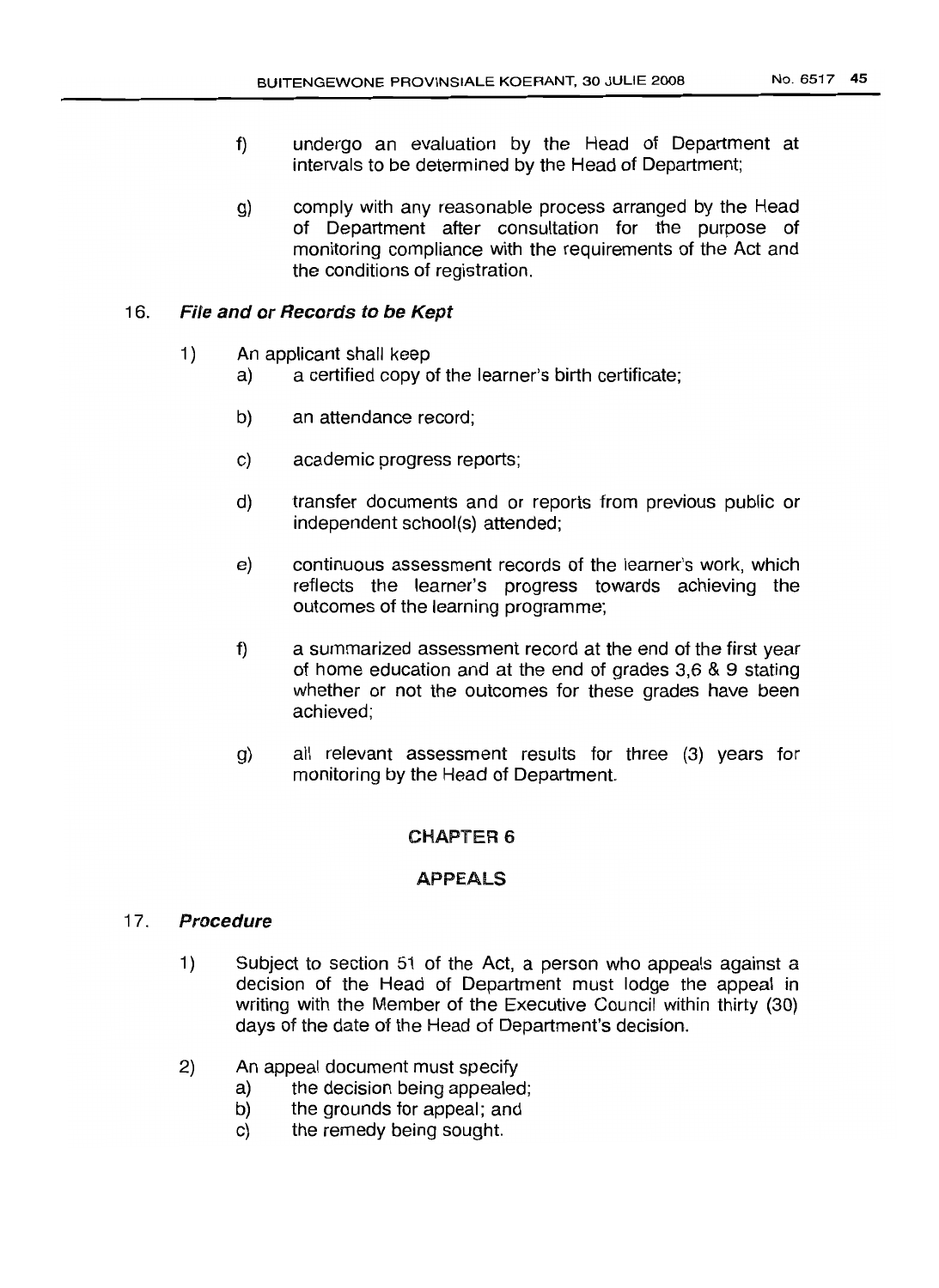f) undergo an evaluation by the Head of Department at intervals to be determined by the Head of Department;

g) comply with any reasonable process arranged by the Head of Department after consultation for the purpose of monitoring compliance with the requirements of the Act and the conditions of registration.

### 16. *File and or Records to be Kept*

1) An applicant shall keep
   a) a certified copy of the learner's birth certificate;

   b) an attendance record;

   c) academic progress reports;

   d) transfer documents and or reports from previous public or independent school(s) attended;

   e) continuous assessment records of the learner's work, which reflects the learner's progress towards achieving the outcomes of the learning programme;

   f) a summarized assessment record at the end of the first year of home education and at the end of grades 3,6 & 9 stating whether or not the outcomes for these grades have been achieved;

   g) all relevant assessment results for three (3) years for monitoring by the Head of Department.

## CHAPTER 6

## APPEALS

### 17. *Procedure*

1) Subject to section 51 of the Act, a person who appeals against a decision of the Head of Department must lodge the appeal in writing with the Member of the Executive Council within thirty (30) days of the date of the Head of Department's decision.

2) An appeal document must specify
   a) the decision being appealed;
   b) the grounds for appeal; and
   c) the remedy being sought.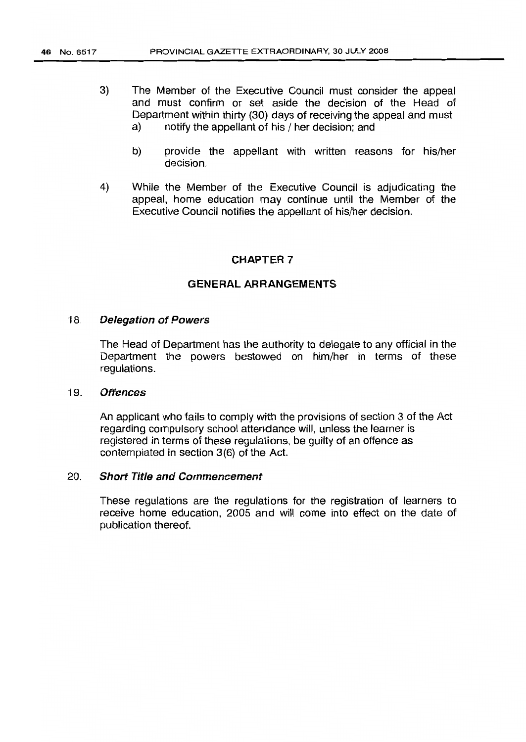3) The Member of the Executive Council must consider the appeal and must confirm or set aside the decision of the Head of Department within thirty (30) days of receiving the appeal and must
   a) notify the appellant of his / her decision; and

   b) provide the appellant with written reasons for his/her decision.

4) While the Member of the Executive Council is adjudicating the appeal, home education may continue until the Member of the Executive Council notifies the appellant of his/her decision.

## CHAPTER 7

## GENERAL ARRANGEMENTS

### 18. *Delegation of Powers*

The Head of Department has the authority to delegate to any official in the Department the powers bestowed on him/her in terms of these regulations.

### 19. *Offences*

An applicant who fails to comply with the provisions of section 3 of the Act regarding compulsory school attendance will, unless the learner is registered in terms of these regulations, be guilty of an offence as contemplated in section 3(6) of the Act.

### 20. *Short Title and Commencement*

These regulations are the regulations for the registration of learners to receive home education, 2005 and will come into effect on the date of publication thereof.